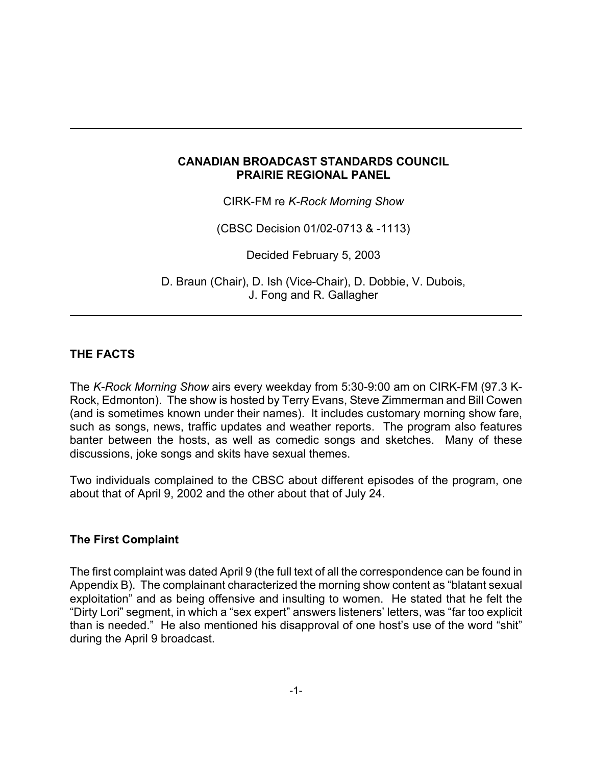---

**CANADIAN BROADCAST STANDARDS COUNCIL**
**PRAIRIE REGIONAL PANEL**

CIRK-FM re *K-Rock Morning Show*

(CBSC Decision 01/02-0713 & -1113)

Decided February 5, 2003

D. Braun (Chair), D. Ish (Vice-Chair), D. Dobbie, V. Dubois, J. Fong and R. Gallagher

---

## THE FACTS

The *K-Rock Morning Show* airs every weekday from 5:30-9:00 am on CIRK-FM (97.3 K-Rock, Edmonton). The show is hosted by Terry Evans, Steve Zimmerman and Bill Cowen (and is sometimes known under their names). It includes customary morning show fare, such as songs, news, traffic updates and weather reports. The program also features banter between the hosts, as well as comedic songs and sketches. Many of these discussions, joke songs and skits have sexual themes.

Two individuals complained to the CBSC about different episodes of the program, one about that of April 9, 2002 and the other about that of July 24.

### The First Complaint

The first complaint was dated April 9 (the full text of all the correspondence can be found in Appendix B). The complainant characterized the morning show content as "blatant sexual exploitation" and as being offensive and insulting to women. He stated that he felt the "Dirty Lori" segment, in which a "sex expert" answers listeners' letters, was "far too explicit than is needed." He also mentioned his disapproval of one host's use of the word "shit" during the April 9 broadcast.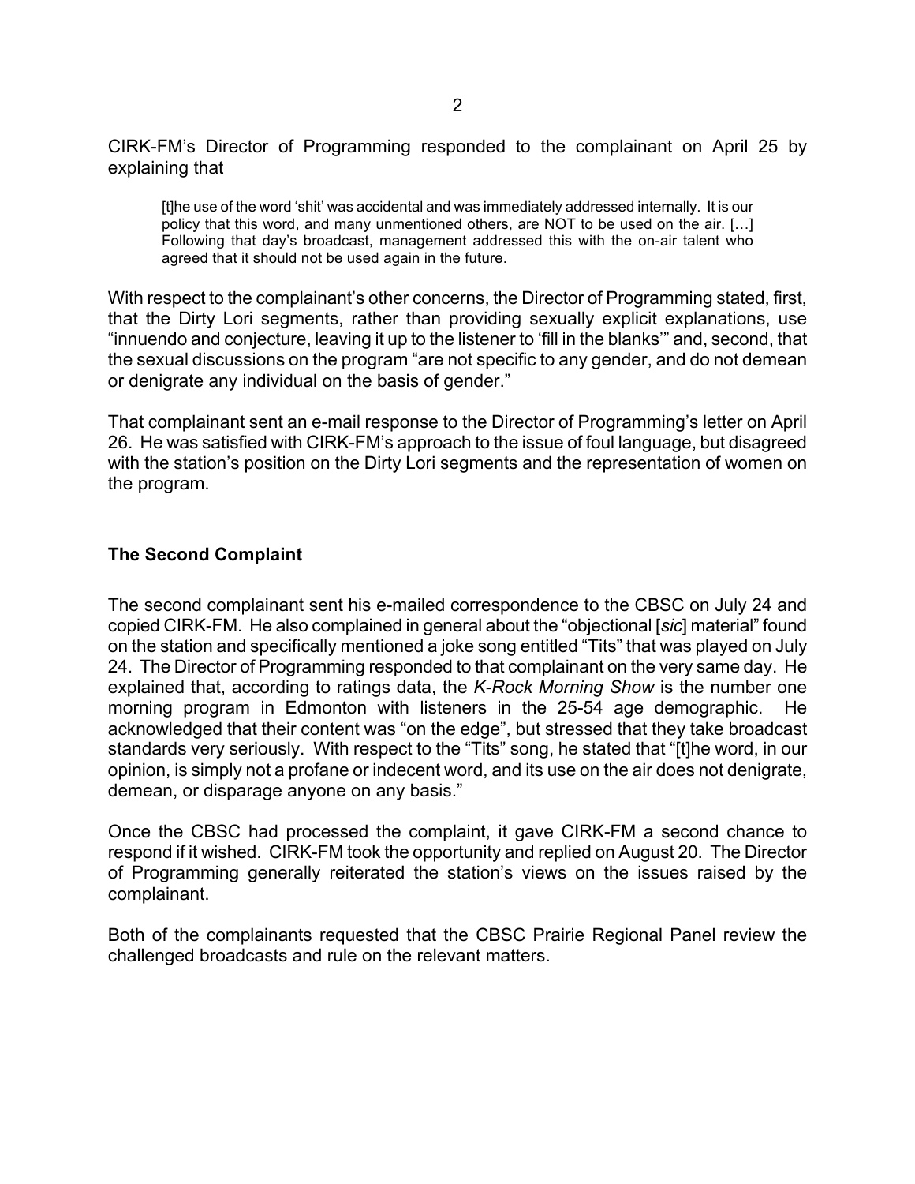CIRK-FM's Director of Programming responded to the complainant on April 25 by explaining that

> [t]he use of the word 'shit' was accidental and was immediately addressed internally. It is our policy that this word, and many unmentioned others, are NOT to be used on the air. […] Following that day's broadcast, management addressed this with the on-air talent who agreed that it should not be used again in the future.

With respect to the complainant's other concerns, the Director of Programming stated, first, that the Dirty Lori segments, rather than providing sexually explicit explanations, use "innuendo and conjecture, leaving it up to the listener to 'fill in the blanks'" and, second, that the sexual discussions on the program "are not specific to any gender, and do not demean or denigrate any individual on the basis of gender."

That complainant sent an e-mail response to the Director of Programming's letter on April 26. He was satisfied with CIRK-FM's approach to the issue of foul language, but disagreed with the station's position on the Dirty Lori segments and the representation of women on the program.

**The Second Complaint**

The second complainant sent his e-mailed correspondence to the CBSC on July 24 and copied CIRK-FM. He also complained in general about the "objectional [*sic*] material" found on the station and specifically mentioned a joke song entitled "Tits" that was played on July 24. The Director of Programming responded to that complainant on the very same day. He explained that, according to ratings data, the *K-Rock Morning Show* is the number one morning program in Edmonton with listeners in the 25-54 age demographic. He acknowledged that their content was "on the edge", but stressed that they take broadcast standards very seriously. With respect to the "Tits" song, he stated that "[t]he word, in our opinion, is simply not a profane or indecent word, and its use on the air does not denigrate, demean, or disparage anyone on any basis."

Once the CBSC had processed the complaint, it gave CIRK-FM a second chance to respond if it wished. CIRK-FM took the opportunity and replied on August 20. The Director of Programming generally reiterated the station's views on the issues raised by the complainant.

Both of the complainants requested that the CBSC Prairie Regional Panel review the challenged broadcasts and rule on the relevant matters.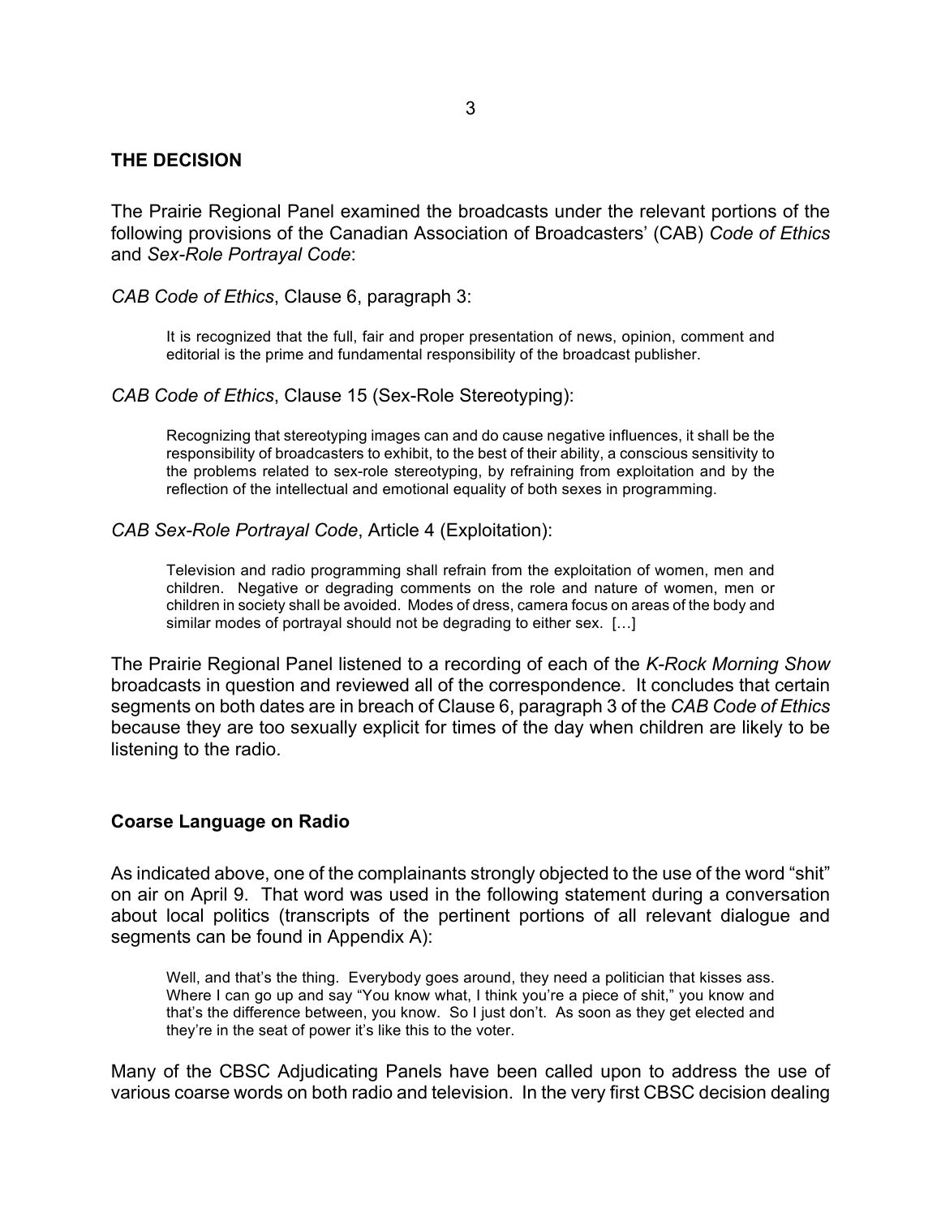## THE DECISION

The Prairie Regional Panel examined the broadcasts under the relevant portions of the following provisions of the Canadian Association of Broadcasters' (CAB) *Code of Ethics* and *Sex-Role Portrayal Code*:

*CAB Code of Ethics*, Clause 6, paragraph 3:

> It is recognized that the full, fair and proper presentation of news, opinion, comment and editorial is the prime and fundamental responsibility of the broadcast publisher.

*CAB Code of Ethics*, Clause 15 (Sex-Role Stereotyping):

> Recognizing that stereotyping images can and do cause negative influences, it shall be the responsibility of broadcasters to exhibit, to the best of their ability, a conscious sensitivity to the problems related to sex-role stereotyping, by refraining from exploitation and by the reflection of the intellectual and emotional equality of both sexes in programming.

*CAB Sex-Role Portrayal Code*, Article 4 (Exploitation):

> Television and radio programming shall refrain from the exploitation of women, men and children. Negative or degrading comments on the role and nature of women, men or children in society shall be avoided. Modes of dress, camera focus on areas of the body and similar modes of portrayal should not be degrading to either sex. […]

The Prairie Regional Panel listened to a recording of each of the *K-Rock Morning Show* broadcasts in question and reviewed all of the correspondence. It concludes that certain segments on both dates are in breach of Clause 6, paragraph 3 of the *CAB Code of Ethics* because they are too sexually explicit for times of the day when children are likely to be listening to the radio.

### Coarse Language on Radio

As indicated above, one of the complainants strongly objected to the use of the word "shit" on air on April 9. That word was used in the following statement during a conversation about local politics (transcripts of the pertinent portions of all relevant dialogue and segments can be found in Appendix A):

> Well, and that's the thing. Everybody goes around, they need a politician that kisses ass. Where I can go up and say "You know what, I think you're a piece of shit," you know and that's the difference between, you know. So I just don't. As soon as they get elected and they're in the seat of power it's like this to the voter.

Many of the CBSC Adjudicating Panels have been called upon to address the use of various coarse words on both radio and television. In the very first CBSC decision dealing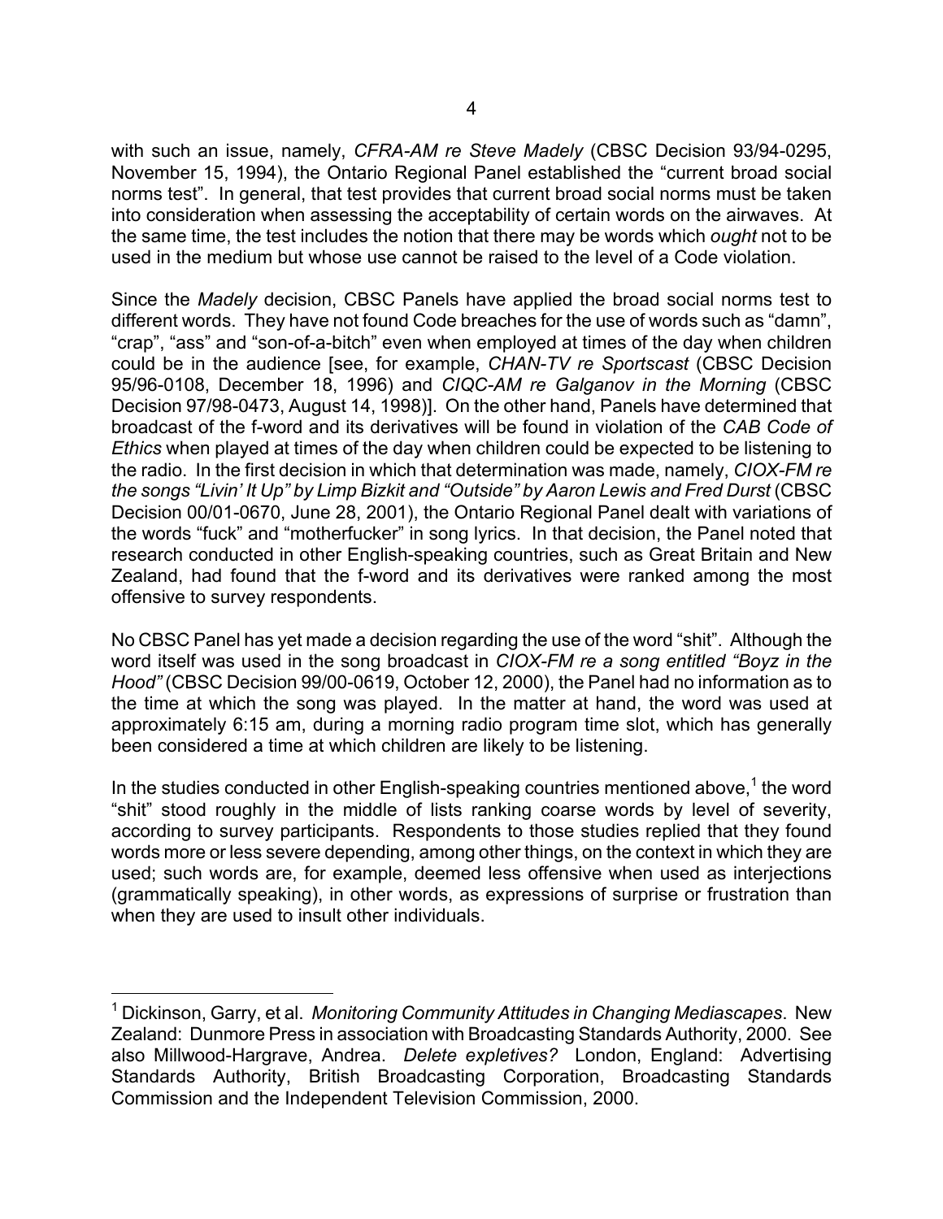with such an issue, namely, *CFRA-AM re Steve Madely* (CBSC Decision 93/94-0295, November 15, 1994), the Ontario Regional Panel established the "current broad social norms test". In general, that test provides that current broad social norms must be taken into consideration when assessing the acceptability of certain words on the airwaves. At the same time, the test includes the notion that there may be words which *ought* not to be used in the medium but whose use cannot be raised to the level of a Code violation.

Since the *Madely* decision, CBSC Panels have applied the broad social norms test to different words. They have not found Code breaches for the use of words such as "damn", "crap", "ass" and "son-of-a-bitch" even when employed at times of the day when children could be in the audience [see, for example, *CHAN-TV re Sportscast* (CBSC Decision 95/96-0108, December 18, 1996) and *CIQC-AM re Galganov in the Morning* (CBSC Decision 97/98-0473, August 14, 1998)]. On the other hand, Panels have determined that broadcast of the f-word and its derivatives will be found in violation of the *CAB Code of Ethics* when played at times of the day when children could be expected to be listening to the radio. In the first decision in which that determination was made, namely, *CIOX-FM re the songs "Livin' It Up" by Limp Bizkit and "Outside" by Aaron Lewis and Fred Durst* (CBSC Decision 00/01-0670, June 28, 2001), the Ontario Regional Panel dealt with variations of the words "fuck" and "motherfucker" in song lyrics. In that decision, the Panel noted that research conducted in other English-speaking countries, such as Great Britain and New Zealand, had found that the f-word and its derivatives were ranked among the most offensive to survey respondents.

No CBSC Panel has yet made a decision regarding the use of the word "shit". Although the word itself was used in the song broadcast in *CIOX-FM re a song entitled "Boyz in the Hood"* (CBSC Decision 99/00-0619, October 12, 2000), the Panel had no information as to the time at which the song was played. In the matter at hand, the word was used at approximately 6:15 am, during a morning radio program time slot, which has generally been considered a time at which children are likely to be listening.

In the studies conducted in other English-speaking countries mentioned above,[1] the word "shit" stood roughly in the middle of lists ranking coarse words by level of severity, according to survey participants. Respondents to those studies replied that they found words more or less severe depending, among other things, on the context in which they are used; such words are, for example, deemed less offensive when used as interjections (grammatically speaking), in other words, as expressions of surprise or frustration than when they are used to insult other individuals.

---

[1] Dickinson, Garry, et al. *Monitoring Community Attitudes in Changing Mediascapes*. New Zealand: Dunmore Press in association with Broadcasting Standards Authority, 2000. See also Millwood-Hargrave, Andrea. *Delete expletives?* London, England: Advertising Standards Authority, British Broadcasting Corporation, Broadcasting Standards Commission and the Independent Television Commission, 2000.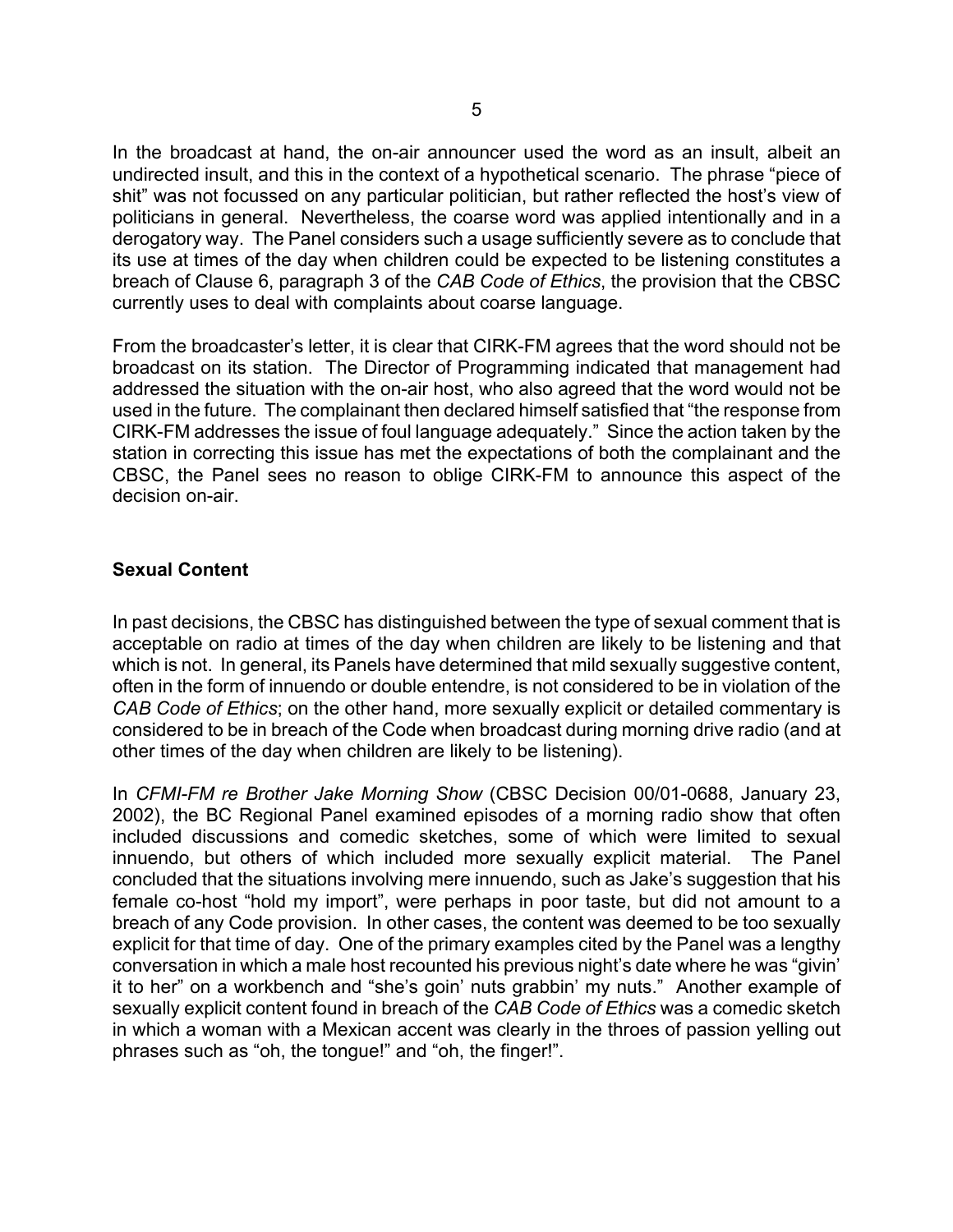In the broadcast at hand, the on-air announcer used the word as an insult, albeit an undirected insult, and this in the context of a hypothetical scenario. The phrase "piece of shit" was not focussed on any particular politician, but rather reflected the host's view of politicians in general. Nevertheless, the coarse word was applied intentionally and in a derogatory way. The Panel considers such a usage sufficiently severe as to conclude that its use at times of the day when children could be expected to be listening constitutes a breach of Clause 6, paragraph 3 of the *CAB Code of Ethics*, the provision that the CBSC currently uses to deal with complaints about coarse language.

From the broadcaster's letter, it is clear that CIRK-FM agrees that the word should not be broadcast on its station. The Director of Programming indicated that management had addressed the situation with the on-air host, who also agreed that the word would not be used in the future. The complainant then declared himself satisfied that "the response from CIRK-FM addresses the issue of foul language adequately." Since the action taken by the station in correcting this issue has met the expectations of both the complainant and the CBSC, the Panel sees no reason to oblige CIRK-FM to announce this aspect of the decision on-air.

**Sexual Content**

In past decisions, the CBSC has distinguished between the type of sexual comment that is acceptable on radio at times of the day when children are likely to be listening and that which is not. In general, its Panels have determined that mild sexually suggestive content, often in the form of innuendo or double entendre, is not considered to be in violation of the *CAB Code of Ethics*; on the other hand, more sexually explicit or detailed commentary is considered to be in breach of the Code when broadcast during morning drive radio (and at other times of the day when children are likely to be listening).

In *CFMI-FM re Brother Jake Morning Show* (CBSC Decision 00/01-0688, January 23, 2002), the BC Regional Panel examined episodes of a morning radio show that often included discussions and comedic sketches, some of which were limited to sexual innuendo, but others of which included more sexually explicit material. The Panel concluded that the situations involving mere innuendo, such as Jake's suggestion that his female co-host "hold my import", were perhaps in poor taste, but did not amount to a breach of any Code provision. In other cases, the content was deemed to be too sexually explicit for that time of day. One of the primary examples cited by the Panel was a lengthy conversation in which a male host recounted his previous night's date where he was "givin' it to her" on a workbench and "she's goin' nuts grabbin' my nuts." Another example of sexually explicit content found in breach of the *CAB Code of Ethics* was a comedic sketch in which a woman with a Mexican accent was clearly in the throes of passion yelling out phrases such as "oh, the tongue!" and "oh, the finger!".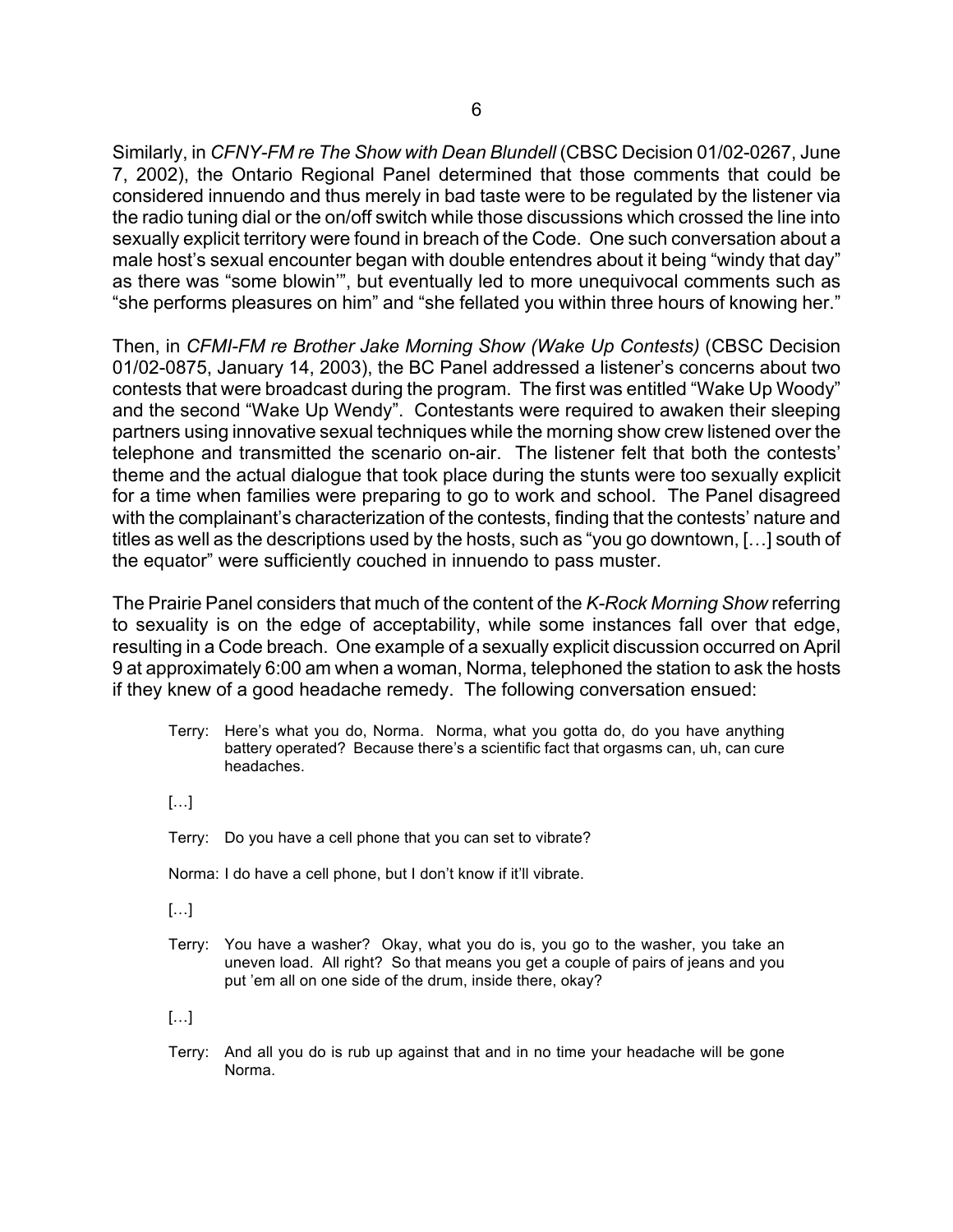Similarly, in *CFNY-FM re The Show with Dean Blundell* (CBSC Decision 01/02-0267, June 7, 2002), the Ontario Regional Panel determined that those comments that could be considered innuendo and thus merely in bad taste were to be regulated by the listener via the radio tuning dial or the on/off switch while those discussions which crossed the line into sexually explicit territory were found in breach of the Code. One such conversation about a male host's sexual encounter began with double entendres about it being "windy that day" as there was "some blowin'", but eventually led to more unequivocal comments such as "she performs pleasures on him" and "she fellated you within three hours of knowing her."

Then, in *CFMI-FM re Brother Jake Morning Show (Wake Up Contests)* (CBSC Decision 01/02-0875, January 14, 2003), the BC Panel addressed a listener's concerns about two contests that were broadcast during the program. The first was entitled "Wake Up Woody" and the second "Wake Up Wendy". Contestants were required to awaken their sleeping partners using innovative sexual techniques while the morning show crew listened over the telephone and transmitted the scenario on-air. The listener felt that both the contests' theme and the actual dialogue that took place during the stunts were too sexually explicit for a time when families were preparing to go to work and school. The Panel disagreed with the complainant's characterization of the contests, finding that the contests' nature and titles as well as the descriptions used by the hosts, such as "you go downtown, […] south of the equator" were sufficiently couched in innuendo to pass muster.

The Prairie Panel considers that much of the content of the *K-Rock Morning Show* referring to sexuality is on the edge of acceptability, while some instances fall over that edge, resulting in a Code breach. One example of a sexually explicit discussion occurred on April 9 at approximately 6:00 am when a woman, Norma, telephoned the station to ask the hosts if they knew of a good headache remedy. The following conversation ensued:

> Terry: Here's what you do, Norma. Norma, what you gotta do, do you have anything battery operated? Because there's a scientific fact that orgasms can, uh, can cure headaches.
>
> […]
>
> Terry: Do you have a cell phone that you can set to vibrate?
>
> Norma: I do have a cell phone, but I don't know if it'll vibrate.
>
> […]
>
> Terry: You have a washer? Okay, what you do is, you go to the washer, you take an uneven load. All right? So that means you get a couple of pairs of jeans and you put 'em all on one side of the drum, inside there, okay?
>
> […]
>
> Terry: And all you do is rub up against that and in no time your headache will be gone Norma.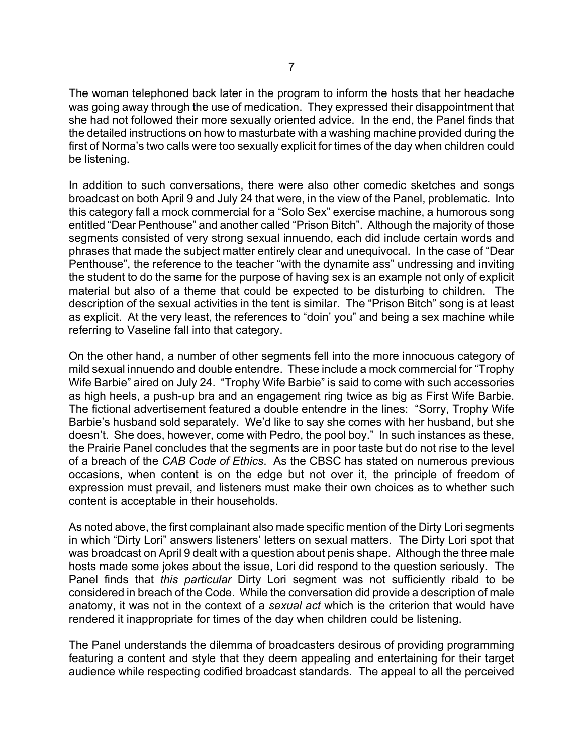The woman telephoned back later in the program to inform the hosts that her headache was going away through the use of medication. They expressed their disappointment that she had not followed their more sexually oriented advice. In the end, the Panel finds that the detailed instructions on how to masturbate with a washing machine provided during the first of Norma's two calls were too sexually explicit for times of the day when children could be listening.

In addition to such conversations, there were also other comedic sketches and songs broadcast on both April 9 and July 24 that were, in the view of the Panel, problematic. Into this category fall a mock commercial for a "Solo Sex" exercise machine, a humorous song entitled "Dear Penthouse" and another called "Prison Bitch". Although the majority of those segments consisted of very strong sexual innuendo, each did include certain words and phrases that made the subject matter entirely clear and unequivocal. In the case of "Dear Penthouse", the reference to the teacher "with the dynamite ass" undressing and inviting the student to do the same for the purpose of having sex is an example not only of explicit material but also of a theme that could be expected to be disturbing to children. The description of the sexual activities in the tent is similar. The "Prison Bitch" song is at least as explicit. At the very least, the references to "doin' you" and being a sex machine while referring to Vaseline fall into that category.

On the other hand, a number of other segments fell into the more innocuous category of mild sexual innuendo and double entendre. These include a mock commercial for "Trophy Wife Barbie" aired on July 24. "Trophy Wife Barbie" is said to come with such accessories as high heels, a push-up bra and an engagement ring twice as big as First Wife Barbie. The fictional advertisement featured a double entendre in the lines: "Sorry, Trophy Wife Barbie's husband sold separately. We'd like to say she comes with her husband, but she doesn't. She does, however, come with Pedro, the pool boy." In such instances as these, the Prairie Panel concludes that the segments are in poor taste but do not rise to the level of a breach of the *CAB Code of Ethics*. As the CBSC has stated on numerous previous occasions, when content is on the edge but not over it, the principle of freedom of expression must prevail, and listeners must make their own choices as to whether such content is acceptable in their households.

As noted above, the first complainant also made specific mention of the Dirty Lori segments in which "Dirty Lori" answers listeners' letters on sexual matters. The Dirty Lori spot that was broadcast on April 9 dealt with a question about penis shape. Although the three male hosts made some jokes about the issue, Lori did respond to the question seriously. The Panel finds that *this particular* Dirty Lori segment was not sufficiently ribald to be considered in breach of the Code. While the conversation did provide a description of male anatomy, it was not in the context of a *sexual act* which is the criterion that would have rendered it inappropriate for times of the day when children could be listening.

The Panel understands the dilemma of broadcasters desirous of providing programming featuring a content and style that they deem appealing and entertaining for their target audience while respecting codified broadcast standards. The appeal to all the perceived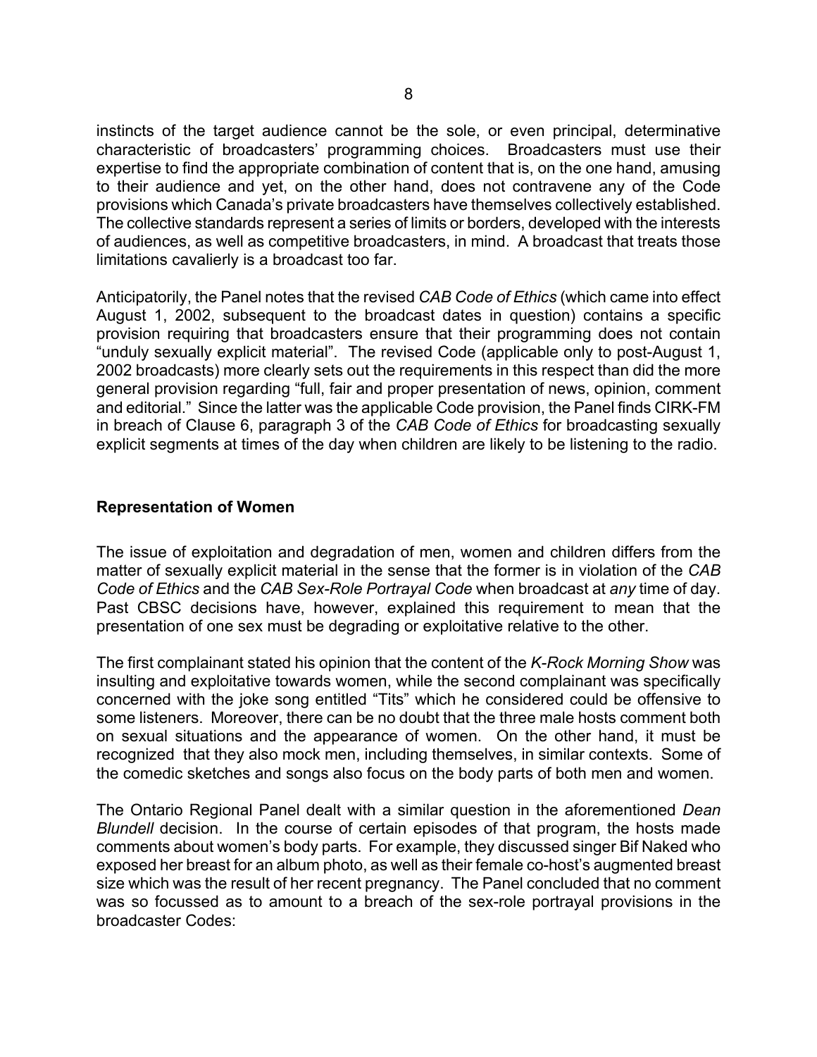instincts of the target audience cannot be the sole, or even principal, determinative characteristic of broadcasters' programming choices. Broadcasters must use their expertise to find the appropriate combination of content that is, on the one hand, amusing to their audience and yet, on the other hand, does not contravene any of the Code provisions which Canada's private broadcasters have themselves collectively established. The collective standards represent a series of limits or borders, developed with the interests of audiences, as well as competitive broadcasters, in mind. A broadcast that treats those limitations cavalierly is a broadcast too far.

Anticipatorily, the Panel notes that the revised *CAB Code of Ethics* (which came into effect August 1, 2002, subsequent to the broadcast dates in question) contains a specific provision requiring that broadcasters ensure that their programming does not contain "unduly sexually explicit material". The revised Code (applicable only to post-August 1, 2002 broadcasts) more clearly sets out the requirements in this respect than did the more general provision regarding "full, fair and proper presentation of news, opinion, comment and editorial." Since the latter was the applicable Code provision, the Panel finds CIRK-FM in breach of Clause 6, paragraph 3 of the *CAB Code of Ethics* for broadcasting sexually explicit segments at times of the day when children are likely to be listening to the radio.

**Representation of Women**

The issue of exploitation and degradation of men, women and children differs from the matter of sexually explicit material in the sense that the former is in violation of the *CAB Code of Ethics* and the *CAB Sex-Role Portrayal Code* when broadcast at *any* time of day. Past CBSC decisions have, however, explained this requirement to mean that the presentation of one sex must be degrading or exploitative relative to the other.

The first complainant stated his opinion that the content of the *K-Rock Morning Show* was insulting and exploitative towards women, while the second complainant was specifically concerned with the joke song entitled "Tits" which he considered could be offensive to some listeners. Moreover, there can be no doubt that the three male hosts comment both on sexual situations and the appearance of women. On the other hand, it must be recognized that they also mock men, including themselves, in similar contexts. Some of the comedic sketches and songs also focus on the body parts of both men and women.

The Ontario Regional Panel dealt with a similar question in the aforementioned *Dean Blundell* decision. In the course of certain episodes of that program, the hosts made comments about women's body parts. For example, they discussed singer Bif Naked who exposed her breast for an album photo, as well as their female co-host's augmented breast size which was the result of her recent pregnancy. The Panel concluded that no comment was so focussed as to amount to a breach of the sex-role portrayal provisions in the broadcaster Codes: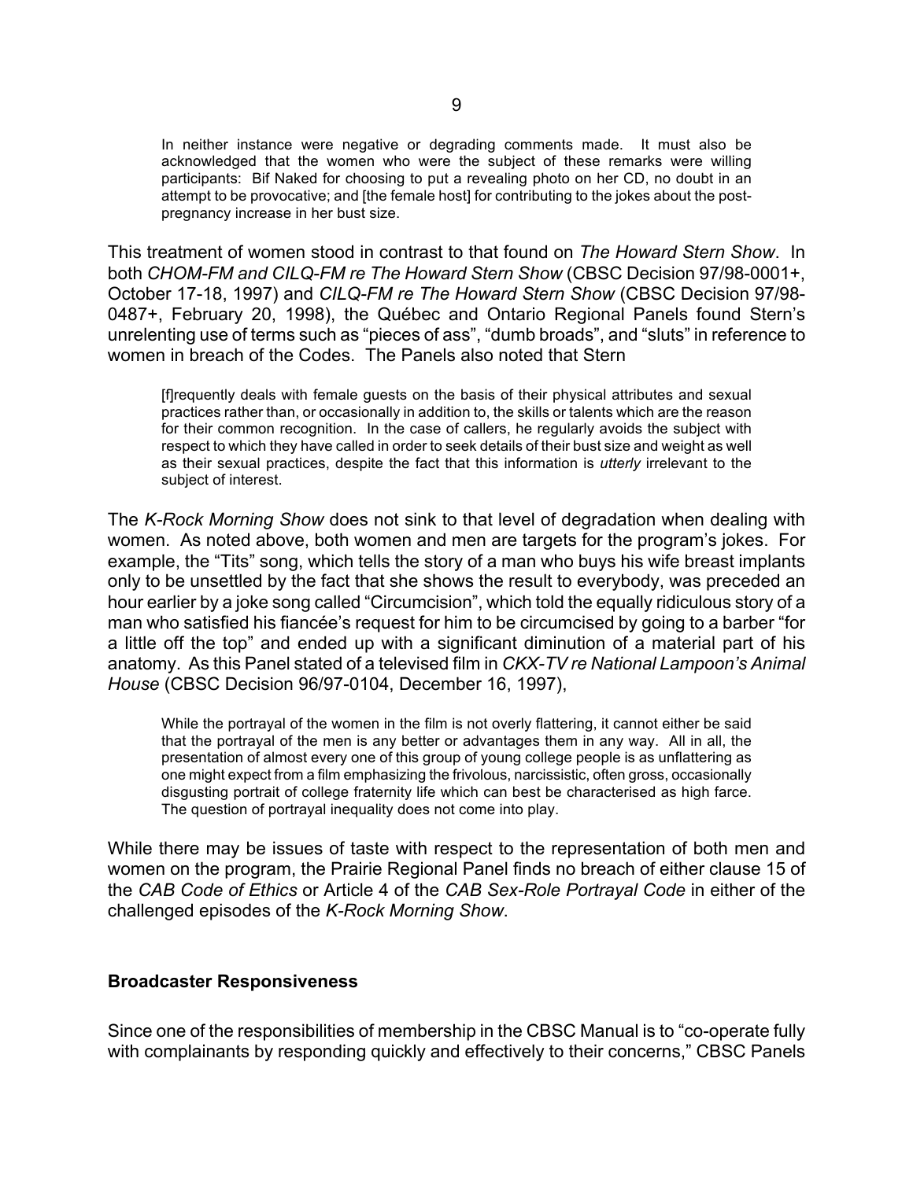> In neither instance were negative or degrading comments made. It must also be acknowledged that the women who were the subject of these remarks were willing participants: Bif Naked for choosing to put a revealing photo on her CD, no doubt in an attempt to be provocative; and [the female host] for contributing to the jokes about the post-pregnancy increase in her bust size.

This treatment of women stood in contrast to that found on *The Howard Stern Show*. In both *CHOM-FM and CILQ-FM re The Howard Stern Show* (CBSC Decision 97/98-0001+, October 17-18, 1997) and *CILQ-FM re The Howard Stern Show* (CBSC Decision 97/98-0487+, February 20, 1998), the Québec and Ontario Regional Panels found Stern's unrelenting use of terms such as "pieces of ass", "dumb broads", and "sluts" in reference to women in breach of the Codes. The Panels also noted that Stern

> [f]requently deals with female guests on the basis of their physical attributes and sexual practices rather than, or occasionally in addition to, the skills or talents which are the reason for their common recognition. In the case of callers, he regularly avoids the subject with respect to which they have called in order to seek details of their bust size and weight as well as their sexual practices, despite the fact that this information is *utterly* irrelevant to the subject of interest.

The *K-Rock Morning Show* does not sink to that level of degradation when dealing with women. As noted above, both women and men are targets for the program's jokes. For example, the "Tits" song, which tells the story of a man who buys his wife breast implants only to be unsettled by the fact that she shows the result to everybody, was preceded an hour earlier by a joke song called "Circumcision", which told the equally ridiculous story of a man who satisfied his fiancée's request for him to be circumcised by going to a barber "for a little off the top" and ended up with a significant diminution of a material part of his anatomy. As this Panel stated of a televised film in *CKX-TV re National Lampoon's Animal House* (CBSC Decision 96/97-0104, December 16, 1997),

> While the portrayal of the women in the film is not overly flattering, it cannot either be said that the portrayal of the men is any better or advantages them in any way. All in all, the presentation of almost every one of this group of young college people is as unflattering as one might expect from a film emphasizing the frivolous, narcissistic, often gross, occasionally disgusting portrait of college fraternity life which can best be characterised as high farce. The question of portrayal inequality does not come into play.

While there may be issues of taste with respect to the representation of both men and women on the program, the Prairie Regional Panel finds no breach of either clause 15 of the *CAB Code of Ethics* or Article 4 of the *CAB Sex-Role Portrayal Code* in either of the challenged episodes of the *K-Rock Morning Show*.

**Broadcaster Responsiveness**

Since one of the responsibilities of membership in the CBSC Manual is to "co-operate fully with complainants by responding quickly and effectively to their concerns," CBSC Panels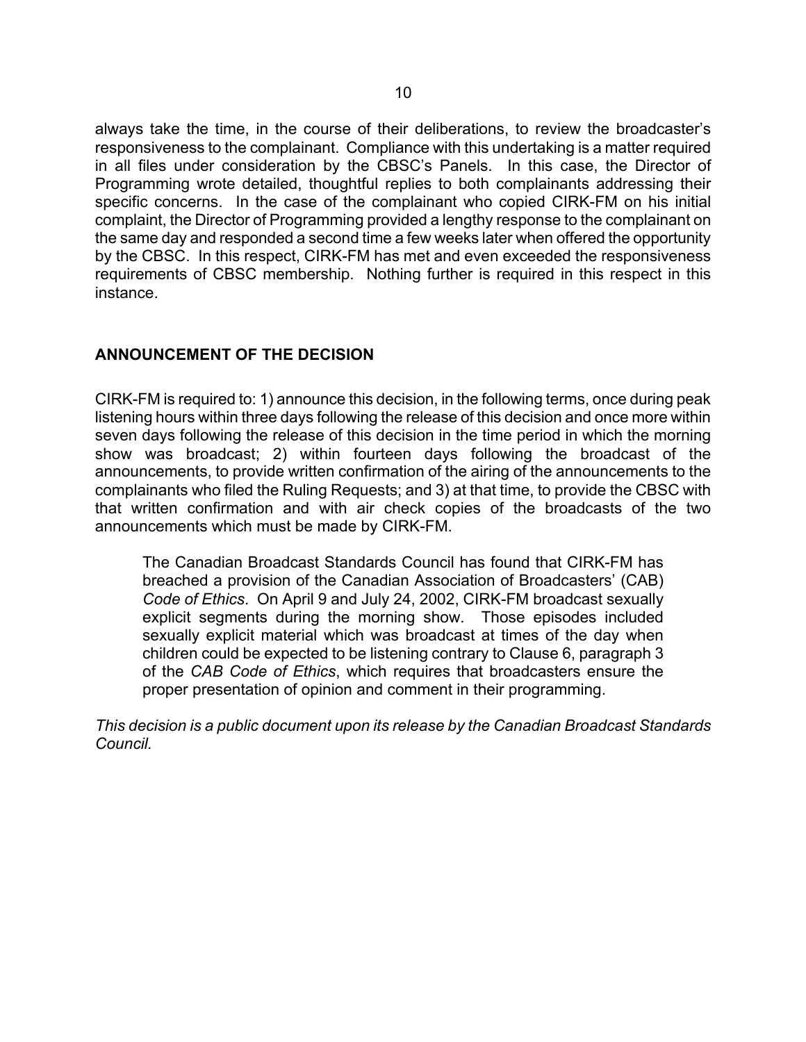always take the time, in the course of their deliberations, to review the broadcaster's responsiveness to the complainant. Compliance with this undertaking is a matter required in all files under consideration by the CBSC's Panels. In this case, the Director of Programming wrote detailed, thoughtful replies to both complainants addressing their specific concerns. In the case of the complainant who copied CIRK-FM on his initial complaint, the Director of Programming provided a lengthy response to the complainant on the same day and responded a second time a few weeks later when offered the opportunity by the CBSC. In this respect, CIRK-FM has met and even exceeded the responsiveness requirements of CBSC membership. Nothing further is required in this respect in this instance.

## ANNOUNCEMENT OF THE DECISION

CIRK-FM is required to: 1) announce this decision, in the following terms, once during peak listening hours within three days following the release of this decision and once more within seven days following the release of this decision in the time period in which the morning show was broadcast; 2) within fourteen days following the broadcast of the announcements, to provide written confirmation of the airing of the announcements to the complainants who filed the Ruling Requests; and 3) at that time, to provide the CBSC with that written confirmation and with air check copies of the broadcasts of the two announcements which must be made by CIRK-FM.

> The Canadian Broadcast Standards Council has found that CIRK-FM has breached a provision of the Canadian Association of Broadcasters' (CAB) *Code of Ethics*. On April 9 and July 24, 2002, CIRK-FM broadcast sexually explicit segments during the morning show. Those episodes included sexually explicit material which was broadcast at times of the day when children could be expected to be listening contrary to Clause 6, paragraph 3 of the *CAB Code of Ethics*, which requires that broadcasters ensure the proper presentation of opinion and comment in their programming.

*This decision is a public document upon its release by the Canadian Broadcast Standards Council.*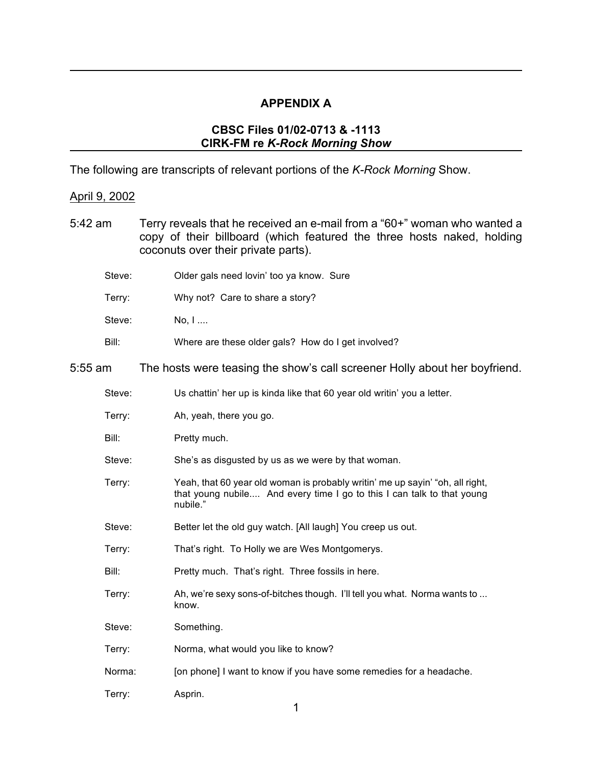## APPENDIX A

### CBSC Files 01/02-0713 & -1113
### CIRK-FM re *K-Rock Morning Show*

The following are transcripts of relevant portions of the *K-Rock Morning* Show.

<u>April 9, 2002</u>

5:42 am Terry reveals that he received an e-mail from a "60+" woman who wanted a copy of their billboard (which featured the three hosts naked, holding coconuts over their private parts).

Steve: Older gals need lovin' too ya know. Sure

Terry: Why not? Care to share a story?

Steve: No, I ....

Bill: Where are these older gals? How do I get involved?

5:55 am The hosts were teasing the show's call screener Holly about her boyfriend.

Steve: Us chattin' her up is kinda like that 60 year old writin' you a letter.

Terry: Ah, yeah, there you go.

Bill: Pretty much.

Steve: She's as disgusted by us as we were by that woman.

Terry: Yeah, that 60 year old woman is probably writin' me up sayin' "oh, all right, that young nubile.... And every time I go to this I can talk to that young nubile."

Steve: Better let the old guy watch. [All laugh] You creep us out.

Terry: That's right. To Holly we are Wes Montgomerys.

Bill: Pretty much. That's right. Three fossils in here.

Terry: Ah, we're sexy sons-of-bitches though. I'll tell you what. Norma wants to ... know.

Steve: Something.

Terry: Norma, what would you like to know?

Norma: [on phone] I want to know if you have some remedies for a headache.

Terry: Asprin.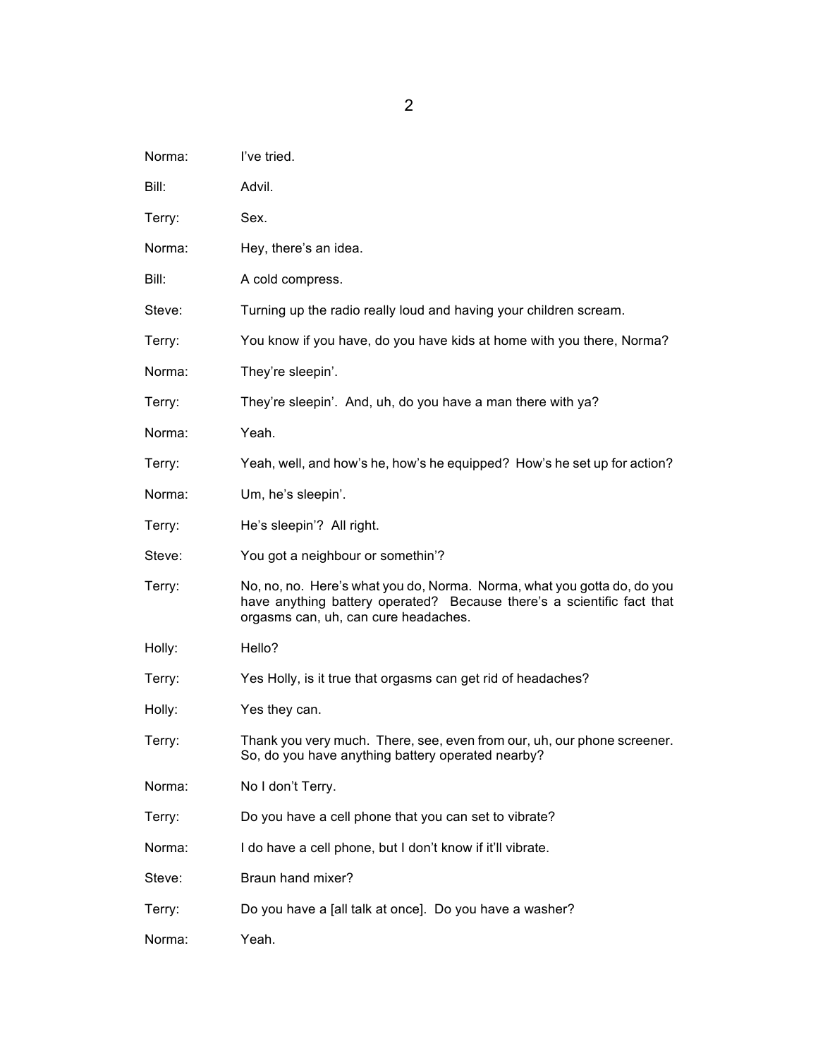Norma: I've tried.

Bill: Advil.

Terry: Sex.

Norma: Hey, there's an idea.

Bill: A cold compress.

Steve: Turning up the radio really loud and having your children scream.

Terry: You know if you have, do you have kids at home with you there, Norma?

Norma: They're sleepin'.

Terry: They're sleepin'. And, uh, do you have a man there with ya?

Norma: Yeah.

Terry: Yeah, well, and how's he, how's he equipped? How's he set up for action?

Norma: Um, he's sleepin'.

Terry: He's sleepin'? All right.

Steve: You got a neighbour or somethin'?

Terry: No, no, no. Here's what you do, Norma. Norma, what you gotta do, do you have anything battery operated? Because there's a scientific fact that orgasms can, uh, can cure headaches.

Holly: Hello?

Terry: Yes Holly, is it true that orgasms can get rid of headaches?

Holly: Yes they can.

Terry: Thank you very much. There, see, even from our, uh, our phone screener. So, do you have anything battery operated nearby?

Norma: No I don't Terry.

Terry: Do you have a cell phone that you can set to vibrate?

Norma: I do have a cell phone, but I don't know if it'll vibrate.

Steve: Braun hand mixer?

Terry: Do you have a [all talk at once]. Do you have a washer?

Norma: Yeah.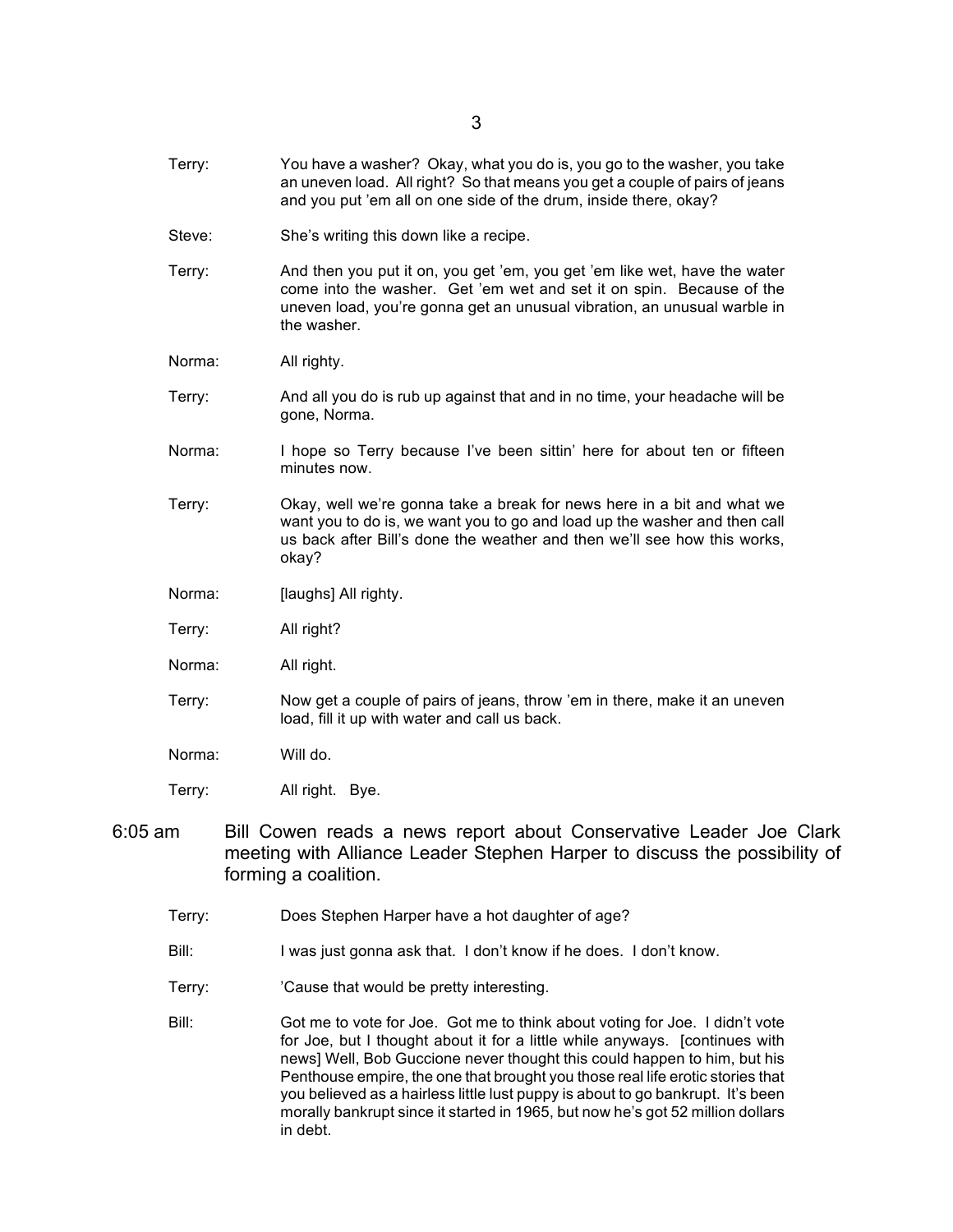Terry: You have a washer? Okay, what you do is, you go to the washer, you take an uneven load. All right? So that means you get a couple of pairs of jeans and you put 'em all on one side of the drum, inside there, okay?

Steve: She's writing this down like a recipe.

Terry: And then you put it on, you get 'em, you get 'em like wet, have the water come into the washer. Get 'em wet and set it on spin. Because of the uneven load, you're gonna get an unusual vibration, an unusual warble in the washer.

Norma: All righty.

Terry: And all you do is rub up against that and in no time, your headache will be gone, Norma.

Norma: I hope so Terry because I've been sittin' here for about ten or fifteen minutes now.

Terry: Okay, well we're gonna take a break for news here in a bit and what we want you to do is, we want you to go and load up the washer and then call us back after Bill's done the weather and then we'll see how this works, okay?

Norma: [laughs] All righty.

Terry: All right?

Norma: All right.

Terry: Now get a couple of pairs of jeans, throw 'em in there, make it an uneven load, fill it up with water and call us back.

Norma: Will do.

Terry: All right. Bye.

6:05 am Bill Cowen reads a news report about Conservative Leader Joe Clark meeting with Alliance Leader Stephen Harper to discuss the possibility of forming a coalition.

Terry: Does Stephen Harper have a hot daughter of age?

Bill: I was just gonna ask that. I don't know if he does. I don't know.

Terry: 'Cause that would be pretty interesting.

Bill: Got me to vote for Joe. Got me to think about voting for Joe. I didn't vote for Joe, but I thought about it for a little while anyways. [continues with news] Well, Bob Guccione never thought this could happen to him, but his Penthouse empire, the one that brought you those real life erotic stories that you believed as a hairless little lust puppy is about to go bankrupt. It's been morally bankrupt since it started in 1965, but now he's got 52 million dollars in debt.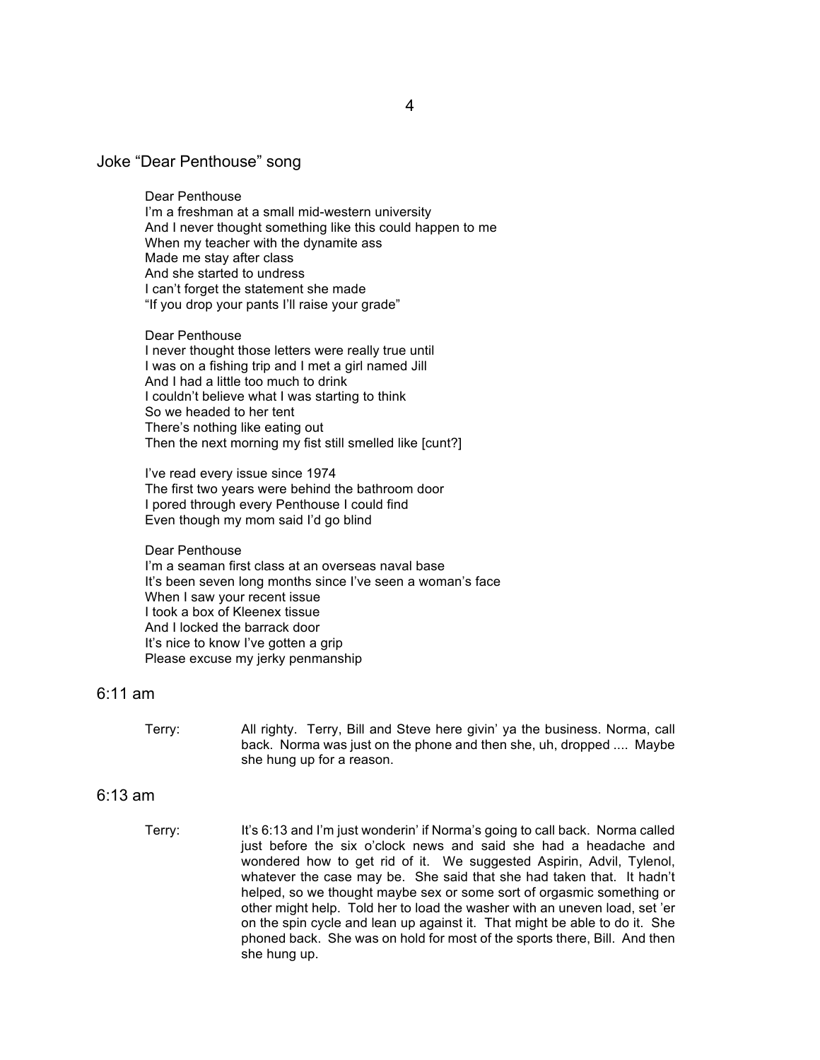## Joke “Dear Penthouse” song

Dear Penthouse
I’m a freshman at a small mid-western university
And I never thought something like this could happen to me
When my teacher with the dynamite ass
Made me stay after class
And she started to undress
I can’t forget the statement she made
“If you drop your pants I’ll raise your grade”

Dear Penthouse
I never thought those letters were really true until
I was on a fishing trip and I met a girl named Jill
And I had a little too much to drink
I couldn’t believe what I was starting to think
So we headed to her tent
There’s nothing like eating out
Then the next morning my fist still smelled like [cunt?]

I’ve read every issue since 1974
The first two years were behind the bathroom door
I pored through every Penthouse I could find
Even though my mom said I’d go blind

Dear Penthouse
I’m a seaman first class at an overseas naval base
It’s been seven long months since I’ve seen a woman’s face
When I saw your recent issue
I took a box of Kleenex tissue
And I locked the barrack door
It’s nice to know I’ve gotten a grip
Please excuse my jerky penmanship

## 6:11 am

Terry: All righty. Terry, Bill and Steve here givin’ ya the business. Norma, call back. Norma was just on the phone and then she, uh, dropped .... Maybe she hung up for a reason.

## 6:13 am

Terry: It’s 6:13 and I’m just wonderin’ if Norma’s going to call back. Norma called just before the six o’clock news and said she had a headache and wondered how to get rid of it. We suggested Aspirin, Advil, Tylenol, whatever the case may be. She said that she had taken that. It hadn’t helped, so we thought maybe sex or some sort of orgasmic something or other might help. Told her to load the washer with an uneven load, set ’er on the spin cycle and lean up against it. That might be able to do it. She phoned back. She was on hold for most of the sports there, Bill. And then she hung up.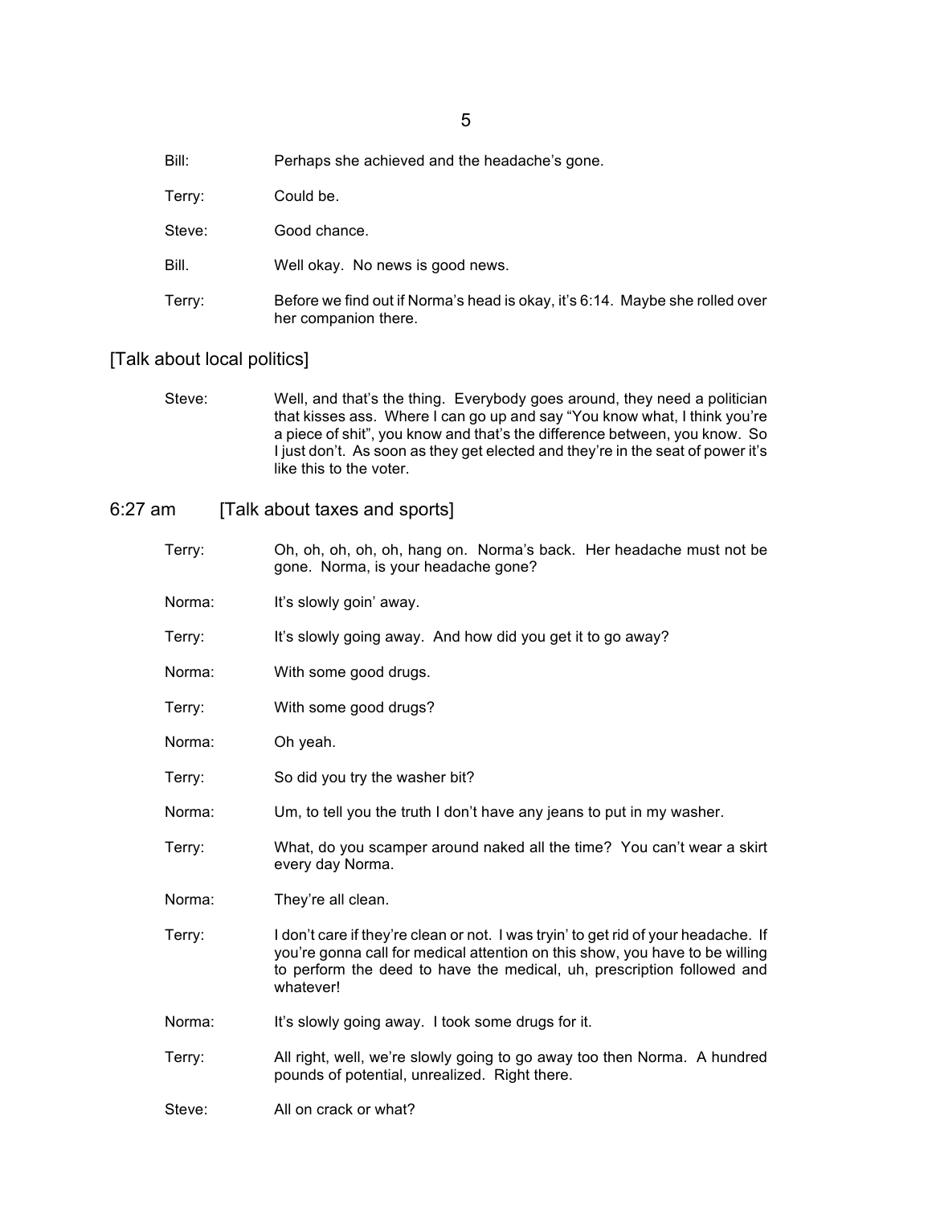Bill: Perhaps she achieved and the headache's gone.

Terry: Could be.

Steve: Good chance.

Bill. Well okay. No news is good news.

Terry: Before we find out if Norma's head is okay, it's 6:14. Maybe she rolled over her companion there.

[Talk about local politics]

Steve: Well, and that's the thing. Everybody goes around, they need a politician that kisses ass. Where I can go up and say "You know what, I think you're a piece of shit", you know and that's the difference between, you know. So I just don't. As soon as they get elected and they're in the seat of power it's like this to the voter.

6:27 am [Talk about taxes and sports]

Terry: Oh, oh, oh, oh, oh, hang on. Norma's back. Her headache must not be gone. Norma, is your headache gone?

Norma: It's slowly goin' away.

Terry: It's slowly going away. And how did you get it to go away?

Norma: With some good drugs.

Terry: With some good drugs?

Norma: Oh yeah.

Terry: So did you try the washer bit?

Norma: Um, to tell you the truth I don't have any jeans to put in my washer.

Terry: What, do you scamper around naked all the time? You can't wear a skirt every day Norma.

Norma: They're all clean.

Terry: I don't care if they're clean or not. I was tryin' to get rid of your headache. If you're gonna call for medical attention on this show, you have to be willing to perform the deed to have the medical, uh, prescription followed and whatever!

Norma: It's slowly going away. I took some drugs for it.

Terry: All right, well, we're slowly going to go away too then Norma. A hundred pounds of potential, unrealized. Right there.

Steve: All on crack or what?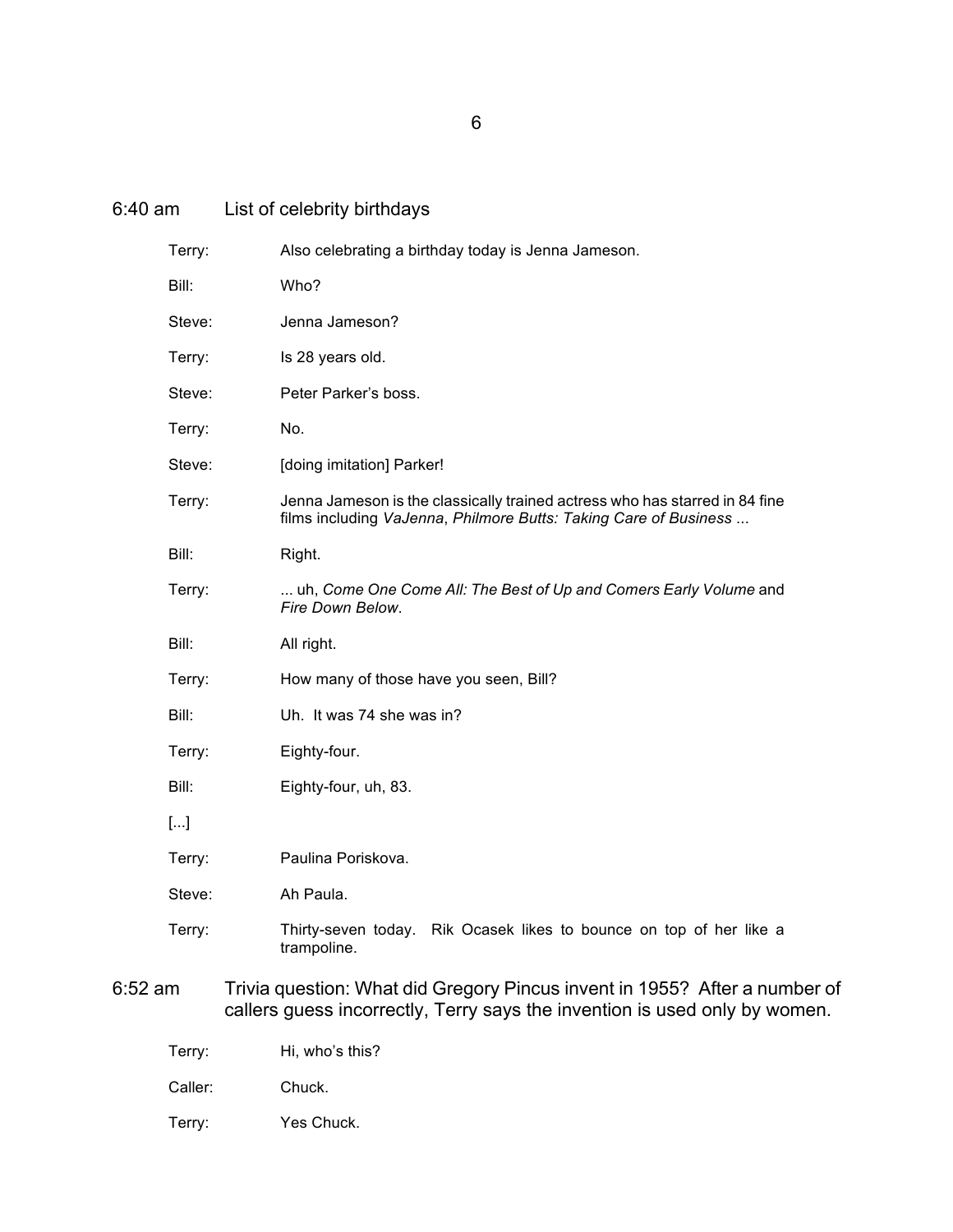6:40 am — List of celebrity birthdays

| | |
|---|---|
| Terry: | Also celebrating a birthday today is Jenna Jameson. |
| Bill: | Who? |
| Steve: | Jenna Jameson? |
| Terry: | Is 28 years old. |
| Steve: | Peter Parker's boss. |
| Terry: | No. |
| Steve: | [doing imitation] Parker! |
| Terry: | Jenna Jameson is the classically trained actress who has starred in 84 fine films including *VaJenna*, *Philmore Butts: Taking Care of Business* ... |
| Bill: | Right. |
| Terry: | ... uh, *Come One Come All: The Best of Up and Comers Early Volume* and *Fire Down Below*. |
| Bill: | All right. |
| Terry: | How many of those have you seen, Bill? |
| Bill: | Uh. It was 74 she was in? |
| Terry: | Eighty-four. |
| Bill: | Eighty-four, uh, 83. |
| [...] | |
| Terry: | Paulina Poriskova. |
| Steve: | Ah Paula. |
| Terry: | Thirty-seven today. Rik Ocasek likes to bounce on top of her like a trampoline. |

6:52 am — Trivia question: What did Gregory Pincus invent in 1955? After a number of callers guess incorrectly, Terry says the invention is used only by women.

| | |
|---|---|
| Terry: | Hi, who's this? |
| Caller: | Chuck. |
| Terry: | Yes Chuck. |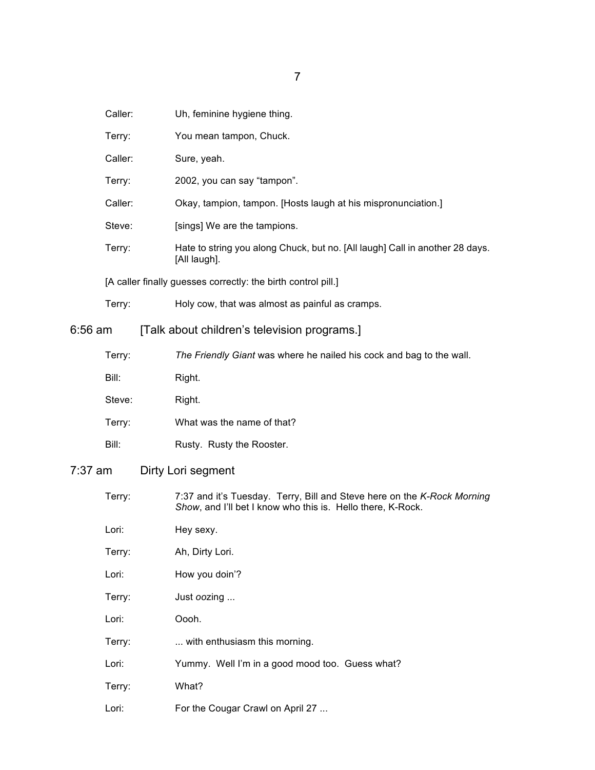| | |
|---|---|
| Caller: | Uh, feminine hygiene thing. |
| Terry: | You mean tampon, Chuck. |
| Caller: | Sure, yeah. |
| Terry: | 2002, you can say "tampon". |
| Caller: | Okay, tampion, tampon. [Hosts laugh at his mispronunciation.] |
| Steve: | [sings] We are the tampions. |
| Terry: | Hate to string you along Chuck, but no. [All laugh] Call in another 28 days. [All laugh]. |

[A caller finally guesses correctly: the birth control pill.]

| | |
|---|---|
| Terry: | Holy cow, that was almost as painful as cramps. |

## 6:56 am [Talk about children's television programs.]

| | |
|---|---|
| Terry: | *The Friendly Giant* was where he nailed his cock and bag to the wall. |
| Bill: | Right. |
| Steve: | Right. |
| Terry: | What was the name of that? |
| Bill: | Rusty. Rusty the Rooster. |

## 7:37 am Dirty Lori segment

| | |
|---|---|
| Terry: | 7:37 and it's Tuesday. Terry, Bill and Steve here on the *K-Rock Morning Show*, and I'll bet I know who this is. Hello there, K-Rock. |
| Lori: | Hey sexy. |
| Terry: | Ah, Dirty Lori. |
| Lori: | How you doin'? |
| Terry: | Just *oo*zing ... |
| Lori: | Oooh. |
| Terry: | ... with enthusiasm this morning. |
| Lori: | Yummy. Well I'm in a good mood too. Guess what? |
| Terry: | What? |
| Lori: | For the Cougar Crawl on April 27 ... |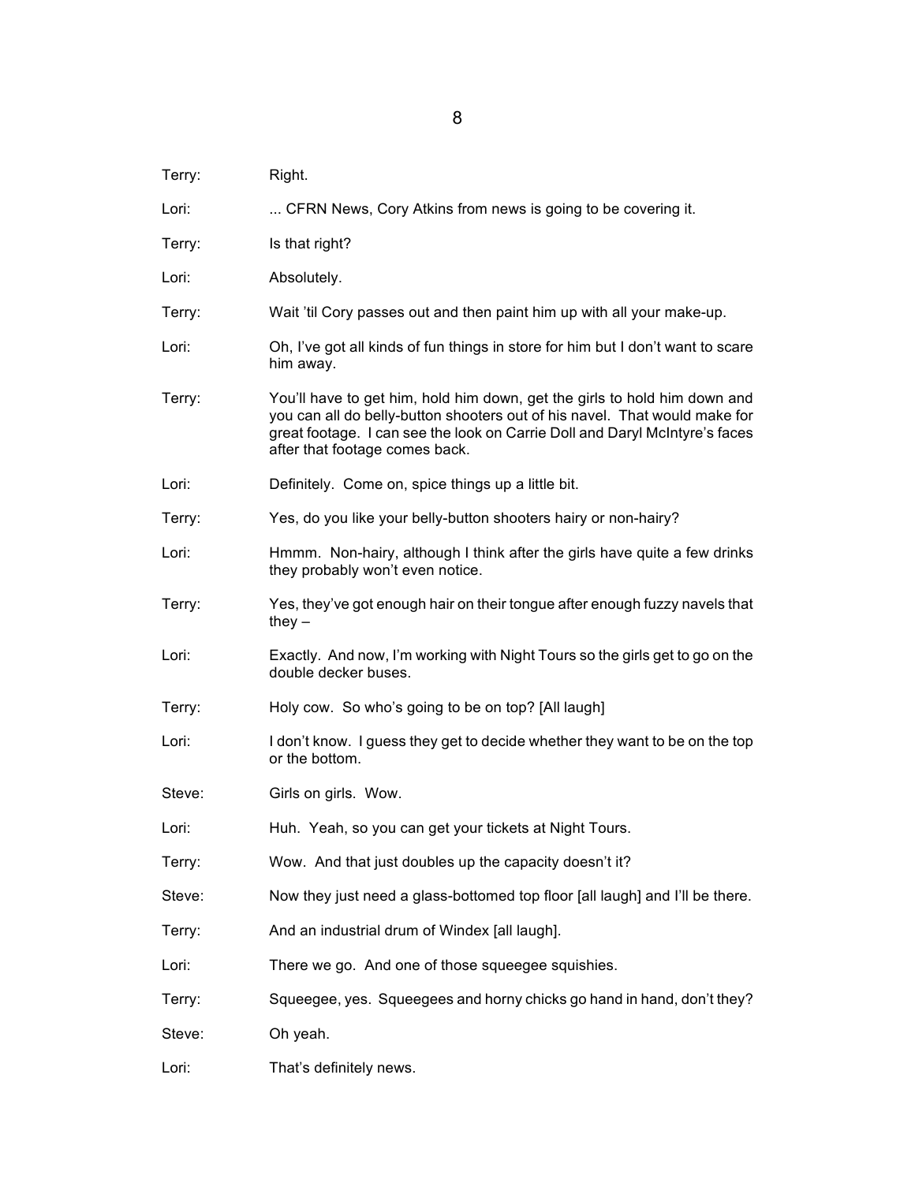Terry: Right.

Lori: ... CFRN News, Cory Atkins from news is going to be covering it.

Terry: Is that right?

Lori: Absolutely.

Terry: Wait 'til Cory passes out and then paint him up with all your make-up.

Lori: Oh, I've got all kinds of fun things in store for him but I don't want to scare him away.

Terry: You'll have to get him, hold him down, get the girls to hold him down and you can all do belly-button shooters out of his navel. That would make for great footage. I can see the look on Carrie Doll and Daryl McIntyre's faces after that footage comes back.

Lori: Definitely. Come on, spice things up a little bit.

Terry: Yes, do you like your belly-button shooters hairy or non-hairy?

Lori: Hmmm. Non-hairy, although I think after the girls have quite a few drinks they probably won't even notice.

Terry: Yes, they've got enough hair on their tongue after enough fuzzy navels that they –

Lori: Exactly. And now, I'm working with Night Tours so the girls get to go on the double decker buses.

Terry: Holy cow. So who's going to be on top? [All laugh]

Lori: I don't know. I guess they get to decide whether they want to be on the top or the bottom.

Steve: Girls on girls. Wow.

Lori: Huh. Yeah, so you can get your tickets at Night Tours.

Terry: Wow. And that just doubles up the capacity doesn't it?

Steve: Now they just need a glass-bottomed top floor [all laugh] and I'll be there.

Terry: And an industrial drum of Windex [all laugh].

Lori: There we go. And one of those squeegee squishies.

Terry: Squeegee, yes. Squeegees and horny chicks go hand in hand, don't they?

Steve: Oh yeah.

Lori: That's definitely news.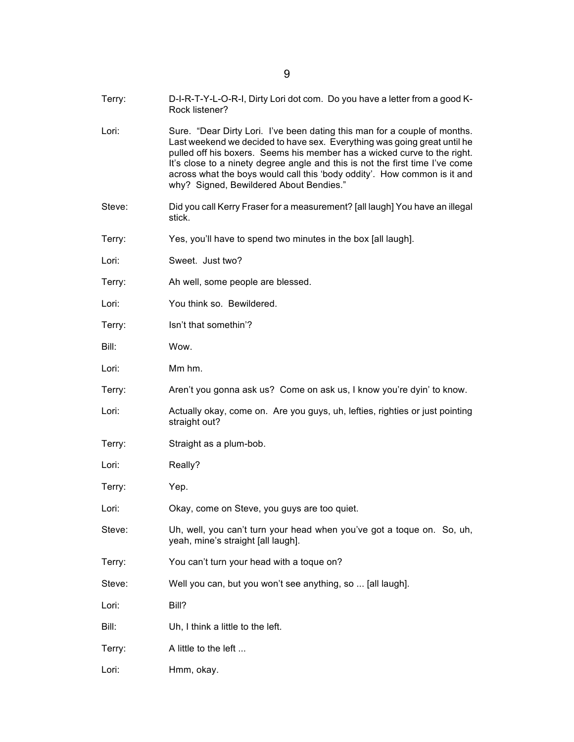Terry: D-I-R-T-Y-L-O-R-I, Dirty Lori dot com. Do you have a letter from a good K-Rock listener?

Lori: Sure. "Dear Dirty Lori. I've been dating this man for a couple of months. Last weekend we decided to have sex. Everything was going great until he pulled off his boxers. Seems his member has a wicked curve to the right. It's close to a ninety degree angle and this is not the first time I've come across what the boys would call this 'body oddity'. How common is it and why? Signed, Bewildered About Bendies."

Steve: Did you call Kerry Fraser for a measurement? [all laugh] You have an illegal stick.

Terry: Yes, you'll have to spend two minutes in the box [all laugh].

Lori: Sweet. Just two?

Terry: Ah well, some people are blessed.

Lori: You think so. Bewildered.

Terry: Isn't that somethin'?

Bill: Wow.

Lori: Mm hm.

Terry: Aren't you gonna ask us? Come on ask us, I know you're dyin' to know.

Lori: Actually okay, come on. Are you guys, uh, lefties, righties or just pointing straight out?

Terry: Straight as a plum-bob.

Lori: Really?

Terry: Yep.

Lori: Okay, come on Steve, you guys are too quiet.

Steve: Uh, well, you can't turn your head when you've got a toque on. So, uh, yeah, mine's straight [all laugh].

Terry: You can't turn your head with a toque on?

Steve: Well you can, but you won't see anything, so ... [all laugh].

Lori: Bill?

Bill: Uh, I think a little to the left.

Terry: A little to the left ...

Lori: Hmm, okay.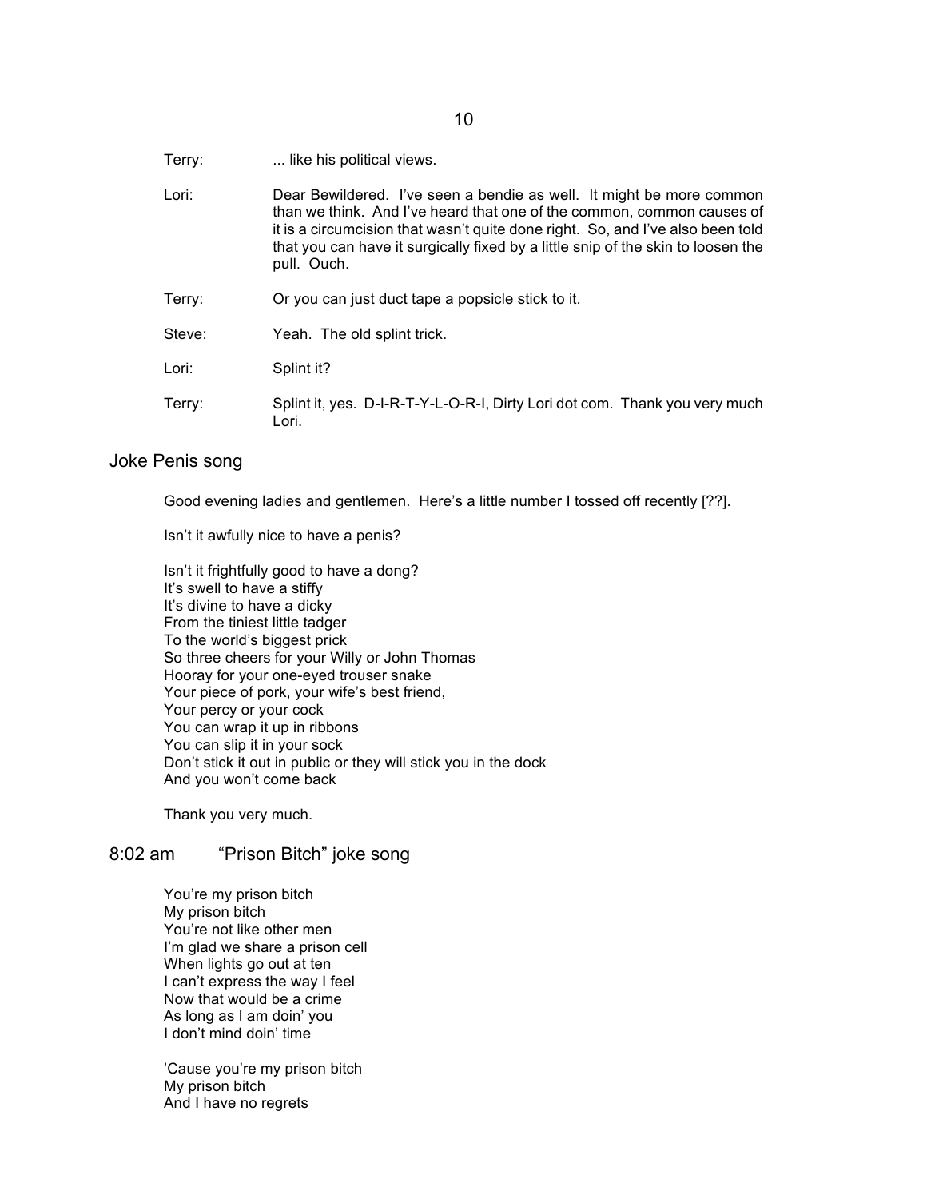| | |
|---|---|
| Terry: | ... like his political views. |
| Lori: | Dear Bewildered. I've seen a bendie as well. It might be more common than we think. And I've heard that one of the common, common causes of it is a circumcision that wasn't quite done right. So, and I've also been told that you can have it surgically fixed by a little snip of the skin to loosen the pull. Ouch. |
| Terry: | Or you can just duct tape a popsicle stick to it. |
| Steve: | Yeah. The old splint trick. |
| Lori: | Splint it? |
| Terry: | Splint it, yes. D-I-R-T-Y-L-O-R-I, Dirty Lori dot com. Thank you very much Lori. |

## Joke Penis song

Good evening ladies and gentlemen. Here's a little number I tossed off recently [??].

Isn't it awfully nice to have a penis?

Isn't it frightfully good to have a dong?
It's swell to have a stiffy
It's divine to have a dicky
From the tiniest little tadger
To the world's biggest prick
So three cheers for your Willy or John Thomas
Hooray for your one-eyed trouser snake
Your piece of pork, your wife's best friend,
Your percy or your cock
You can wrap it up in ribbons
You can slip it in your sock
Don't stick it out in public or they will stick you in the dock
And you won't come back

Thank you very much.

## 8:02 am "Prison Bitch" joke song

You're my prison bitch
My prison bitch
You're not like other men
I'm glad we share a prison cell
When lights go out at ten
I can't express the way I feel
Now that would be a crime
As long as I am doin' you
I don't mind doin' time

'Cause you're my prison bitch
My prison bitch
And I have no regrets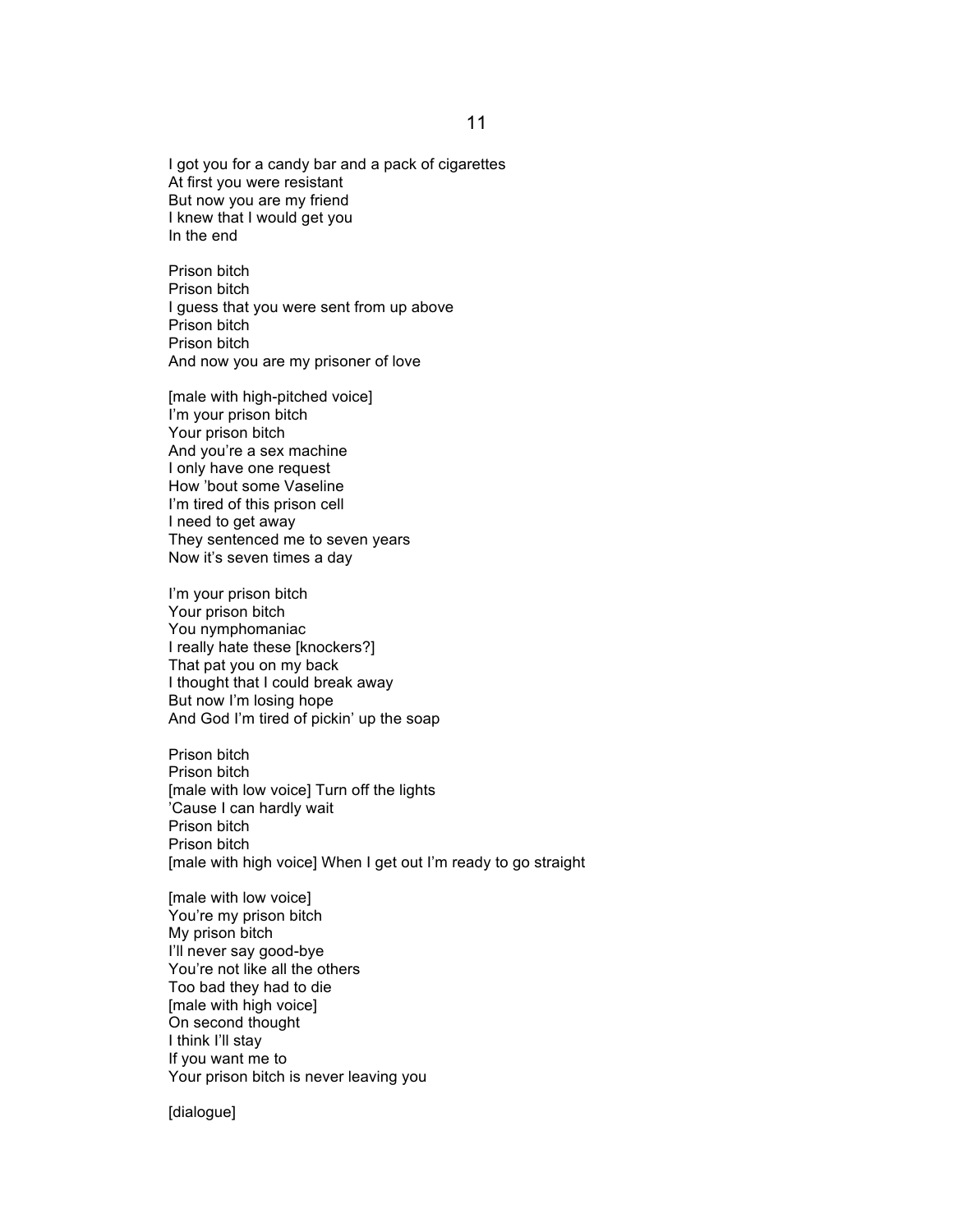I got you for a candy bar and a pack of cigarettes
At first you were resistant
But now you are my friend
I knew that I would get you
In the end

Prison bitch
Prison bitch
I guess that you were sent from up above
Prison bitch
Prison bitch
And now you are my prisoner of love

[male with high-pitched voice]
I'm your prison bitch
Your prison bitch
And you're a sex machine
I only have one request
How 'bout some Vaseline
I'm tired of this prison cell
I need to get away
They sentenced me to seven years
Now it's seven times a day

I'm your prison bitch
Your prison bitch
You nymphomaniac
I really hate these [knockers?]
That pat you on my back
I thought that I could break away
But now I'm losing hope
And God I'm tired of pickin' up the soap

Prison bitch
Prison bitch
[male with low voice] Turn off the lights
'Cause I can hardly wait
Prison bitch
Prison bitch
[male with high voice] When I get out I'm ready to go straight

[male with low voice]
You're my prison bitch
My prison bitch
I'll never say good-bye
You're not like all the others
Too bad they had to die
[male with high voice]
On second thought
I think I'll stay
If you want me to
Your prison bitch is never leaving you

[dialogue]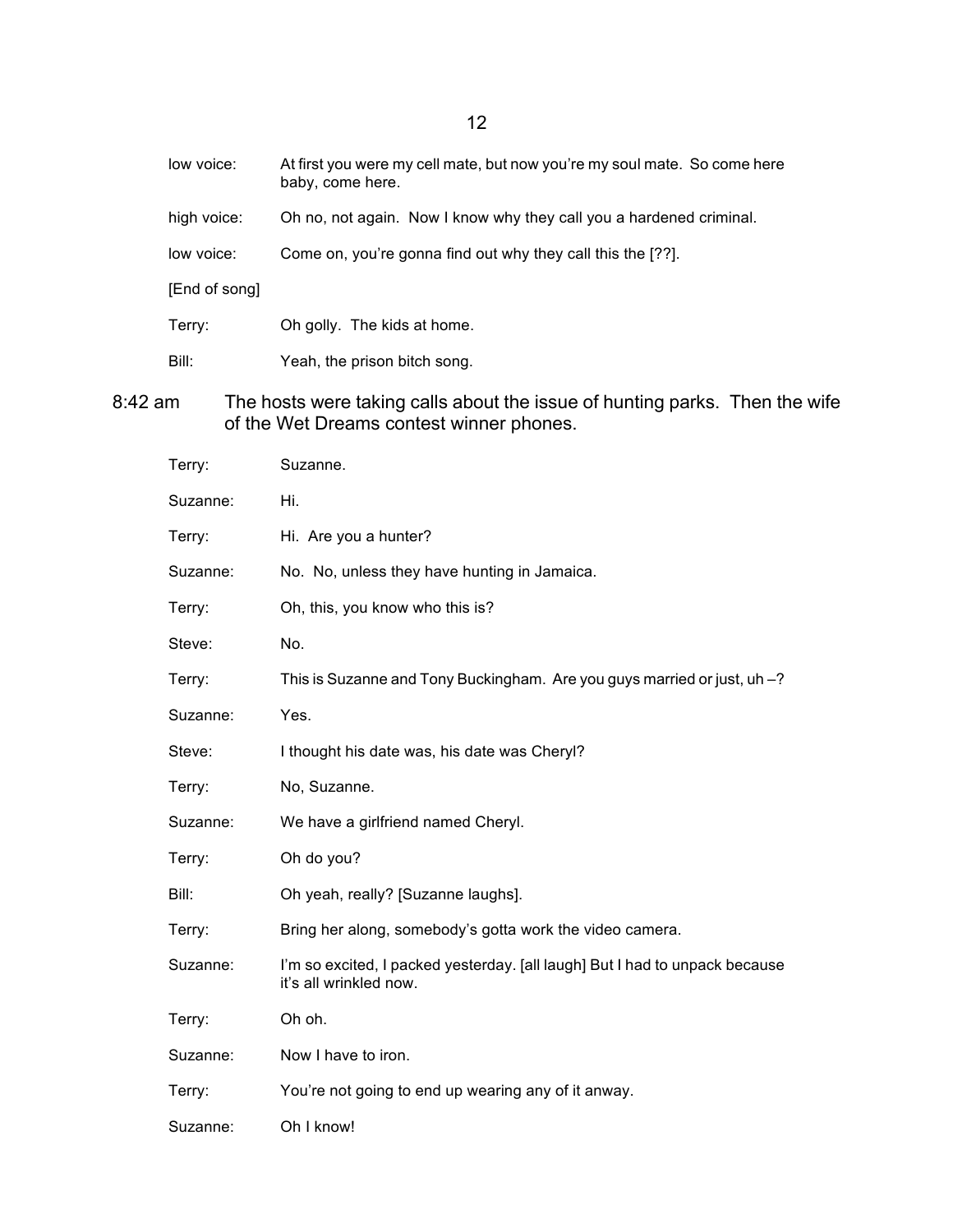low voice: At first you were my cell mate, but now you're my soul mate. So come here baby, come here.

high voice: Oh no, not again. Now I know why they call you a hardened criminal.

low voice: Come on, you're gonna find out why they call this the [??].

[End of song]

Terry: Oh golly. The kids at home.

Bill: Yeah, the prison bitch song.

8:42 am The hosts were taking calls about the issue of hunting parks. Then the wife of the Wet Dreams contest winner phones.

Terry: Suzanne.

Suzanne: Hi.

Terry: Hi. Are you a hunter?

Suzanne: No. No, unless they have hunting in Jamaica.

Terry: Oh, this, you know who this is?

Steve: No.

Terry: This is Suzanne and Tony Buckingham. Are you guys married or just, uh –?

Suzanne: Yes.

Steve: I thought his date was, his date was Cheryl?

Terry: No, Suzanne.

Suzanne: We have a girlfriend named Cheryl.

Terry: Oh do you?

Bill: Oh yeah, really? [Suzanne laughs].

Terry: Bring her along, somebody's gotta work the video camera.

Suzanne: I'm so excited, I packed yesterday. [all laugh] But I had to unpack because it's all wrinkled now.

Terry: Oh oh.

Suzanne: Now I have to iron.

Terry: You're not going to end up wearing any of it anway.

Suzanne: Oh I know!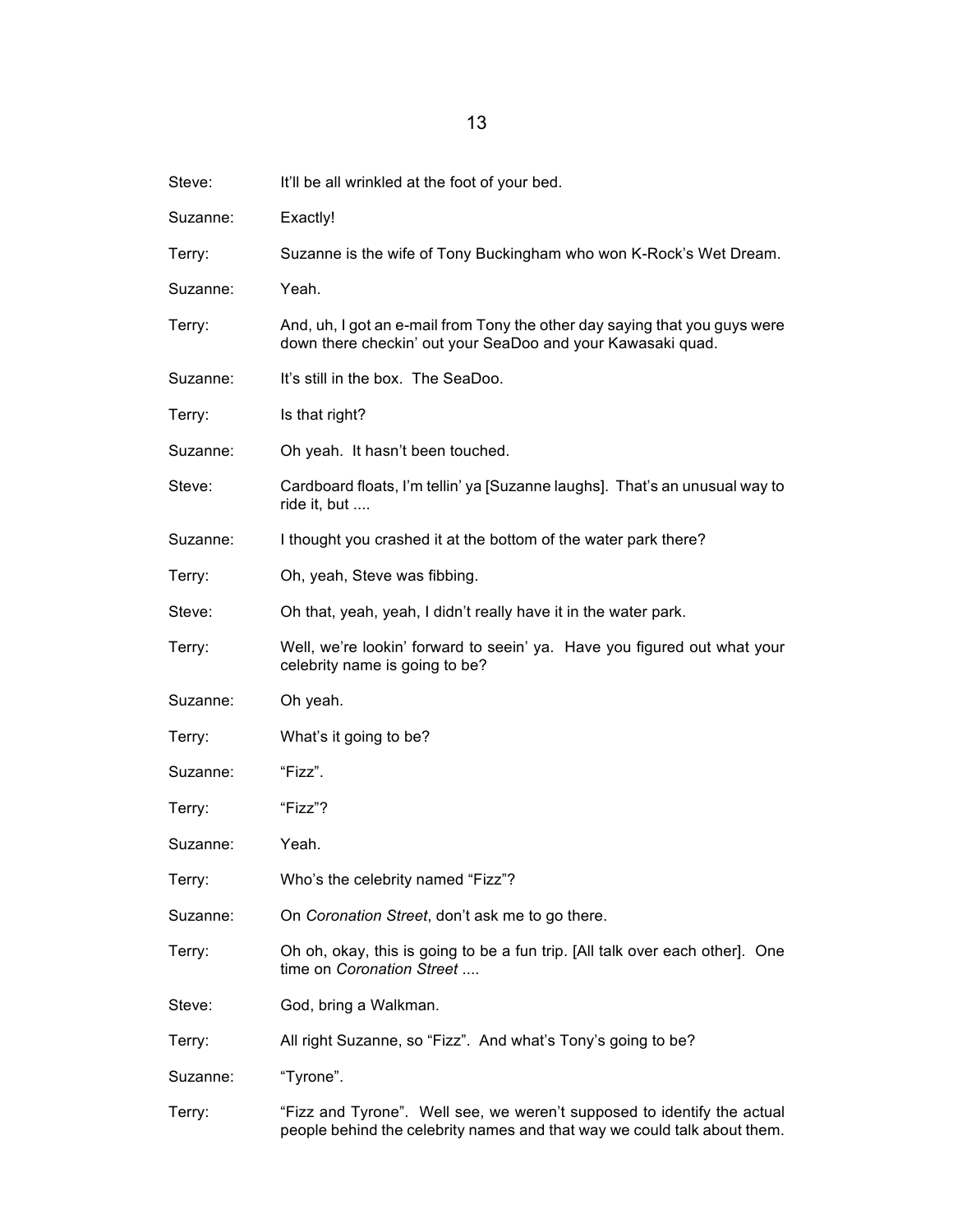Steve: It'll be all wrinkled at the foot of your bed.

Suzanne: Exactly!

Terry: Suzanne is the wife of Tony Buckingham who won K-Rock's Wet Dream.

Suzanne: Yeah.

Terry: And, uh, I got an e-mail from Tony the other day saying that you guys were down there checkin' out your SeaDoo and your Kawasaki quad.

Suzanne: It's still in the box. The SeaDoo.

Terry: Is that right?

Suzanne: Oh yeah. It hasn't been touched.

Steve: Cardboard floats, I'm tellin' ya [Suzanne laughs]. That's an unusual way to ride it, but ....

Suzanne: I thought you crashed it at the bottom of the water park there?

Terry: Oh, yeah, Steve was fibbing.

Steve: Oh that, yeah, yeah, I didn't really have it in the water park.

Terry: Well, we're lookin' forward to seein' ya. Have you figured out what your celebrity name is going to be?

Suzanne: Oh yeah.

Terry: What's it going to be?

Suzanne: "Fizz".

Terry: "Fizz"?

Suzanne: Yeah.

Terry: Who's the celebrity named "Fizz"?

Suzanne: On *Coronation Street*, don't ask me to go there.

Terry: Oh oh, okay, this is going to be a fun trip. [All talk over each other]. One time on *Coronation Street* ....

Steve: God, bring a Walkman.

Terry: All right Suzanne, so "Fizz". And what's Tony's going to be?

Suzanne: "Tyrone".

Terry: "Fizz and Tyrone". Well see, we weren't supposed to identify the actual people behind the celebrity names and that way we could talk about them.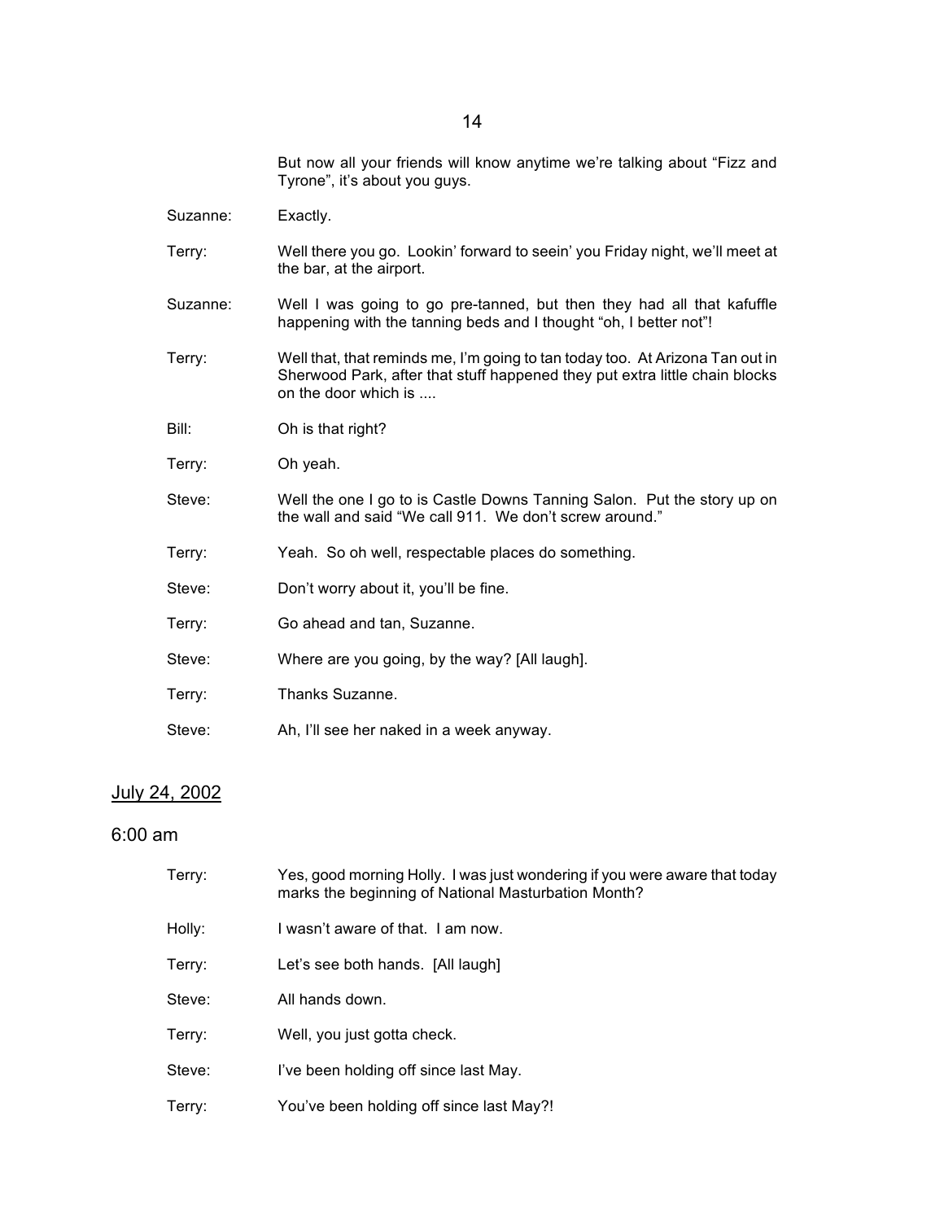But now all your friends will know anytime we're talking about "Fizz and Tyrone", it's about you guys.

Suzanne: Exactly.

Terry: Well there you go. Lookin' forward to seein' you Friday night, we'll meet at the bar, at the airport.

Suzanne: Well I was going to go pre-tanned, but then they had all that kafuffle happening with the tanning beds and I thought "oh, I better not"!

Terry: Well that, that reminds me, I'm going to tan today too. At Arizona Tan out in Sherwood Park, after that stuff happened they put extra little chain blocks on the door which is ....

Bill: Oh is that right?

Terry: Oh yeah.

Steve: Well the one I go to is Castle Downs Tanning Salon. Put the story up on the wall and said "We call 911. We don't screw around."

Terry: Yeah. So oh well, respectable places do something.

Steve: Don't worry about it, you'll be fine.

Terry: Go ahead and tan, Suzanne.

Steve: Where are you going, by the way? [All laugh].

Terry: Thanks Suzanne.

Steve: Ah, I'll see her naked in a week anyway.

<u>July 24, 2002</u>

6:00 am

Terry: Yes, good morning Holly. I was just wondering if you were aware that today marks the beginning of National Masturbation Month?

Holly: I wasn't aware of that. I am now.

Terry: Let's see both hands. [All laugh]

Steve: All hands down.

Terry: Well, you just gotta check.

Steve: I've been holding off since last May.

Terry: You've been holding off since last May?!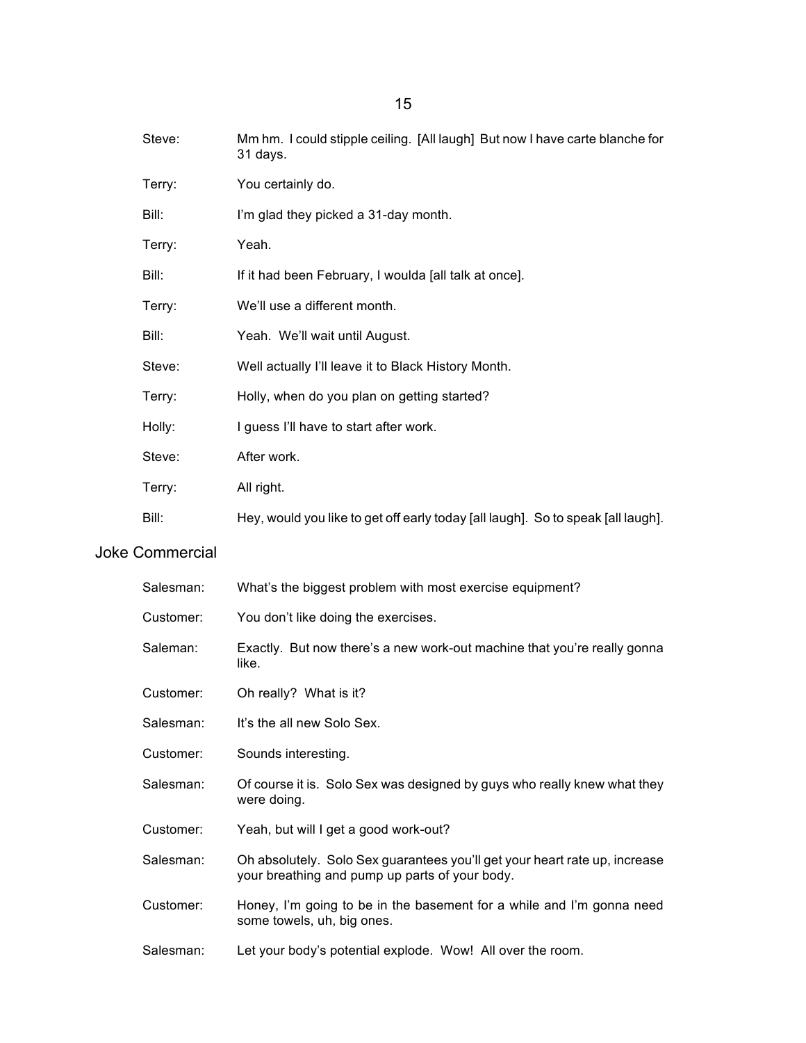Steve: Mm hm. I could stipple ceiling. [All laugh] But now I have carte blanche for 31 days.

Terry: You certainly do.

Bill: I'm glad they picked a 31-day month.

Terry: Yeah.

Bill: If it had been February, I woulda [all talk at once].

Terry: We'll use a different month.

Bill: Yeah. We'll wait until August.

Steve: Well actually I'll leave it to Black History Month.

Terry: Holly, when do you plan on getting started?

Holly: I guess I'll have to start after work.

Steve: After work.

Terry: All right.

Bill: Hey, would you like to get off early today [all laugh]. So to speak [all laugh].

## Joke Commercial

Salesman: What's the biggest problem with most exercise equipment?

Customer: You don't like doing the exercises.

Saleman: Exactly. But now there's a new work-out machine that you're really gonna like.

Customer: Oh really? What is it?

Salesman: It's the all new Solo Sex.

Customer: Sounds interesting.

Salesman: Of course it is. Solo Sex was designed by guys who really knew what they were doing.

Customer: Yeah, but will I get a good work-out?

Salesman: Oh absolutely. Solo Sex guarantees you'll get your heart rate up, increase your breathing and pump up parts of your body.

Customer: Honey, I'm going to be in the basement for a while and I'm gonna need some towels, uh, big ones.

Salesman: Let your body's potential explode. Wow! All over the room.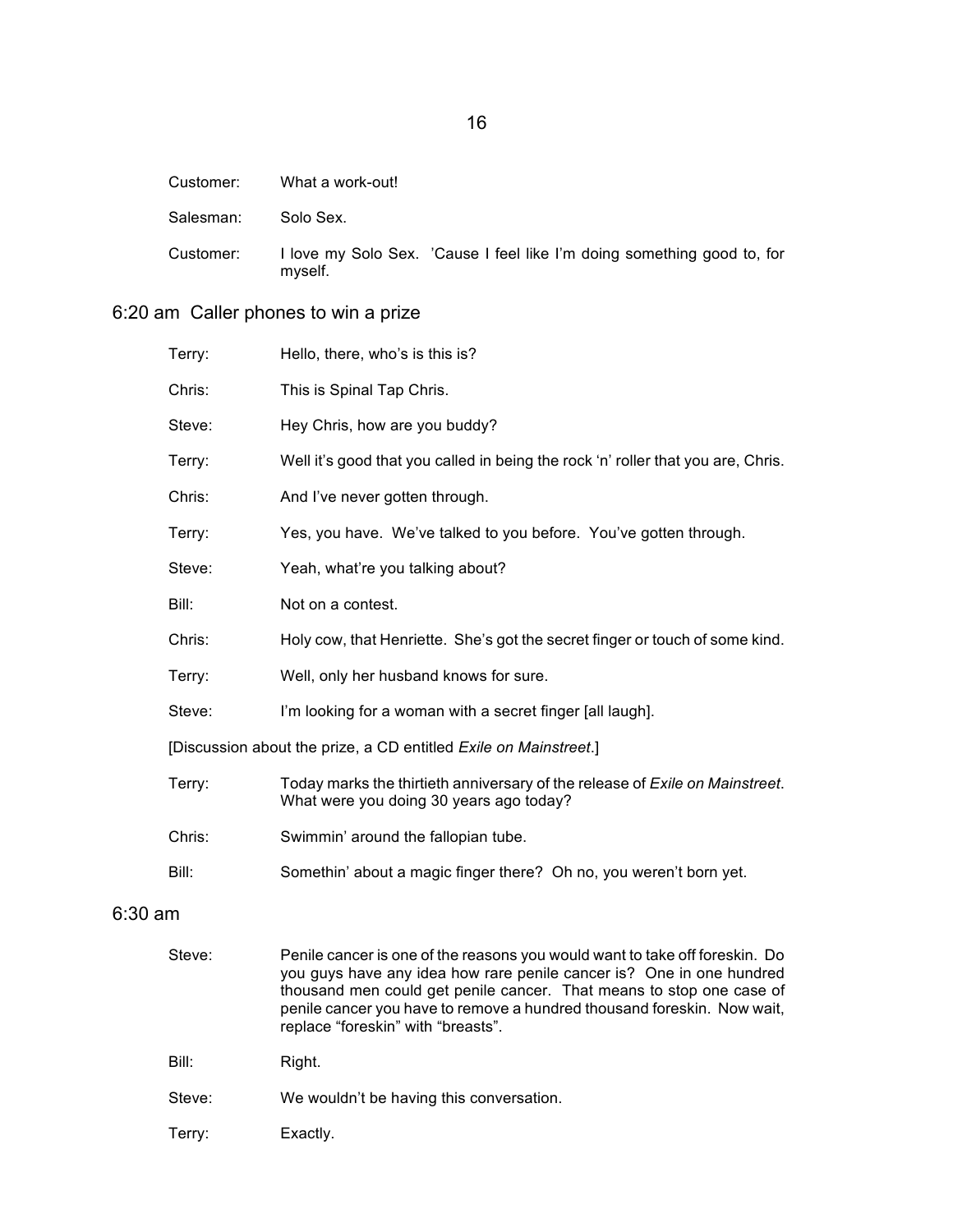Customer: What a work-out!

Salesman: Solo Sex.

Customer: I love my Solo Sex. 'Cause I feel like I'm doing something good to, for myself.

## 6:20 am Caller phones to win a prize

Terry: Hello, there, who's is this is?

Chris: This is Spinal Tap Chris.

Steve: Hey Chris, how are you buddy?

Terry: Well it's good that you called in being the rock 'n' roller that you are, Chris.

Chris: And I've never gotten through.

Terry: Yes, you have. We've talked to you before. You've gotten through.

Steve: Yeah, what're you talking about?

Bill: Not on a contest.

Chris: Holy cow, that Henriette. She's got the secret finger or touch of some kind.

Terry: Well, only her husband knows for sure.

Steve: I'm looking for a woman with a secret finger [all laugh].

[Discussion about the prize, a CD entitled *Exile on Mainstreet*.]

Terry: Today marks the thirtieth anniversary of the release of *Exile on Mainstreet*. What were you doing 30 years ago today?

Chris: Swimmin' around the fallopian tube.

Bill: Somethin' about a magic finger there? Oh no, you weren't born yet.

## 6:30 am

Steve: Penile cancer is one of the reasons you would want to take off foreskin. Do you guys have any idea how rare penile cancer is? One in one hundred thousand men could get penile cancer. That means to stop one case of penile cancer you have to remove a hundred thousand foreskin. Now wait, replace "foreskin" with "breasts".

Bill: Right.

Steve: We wouldn't be having this conversation.

Terry: Exactly.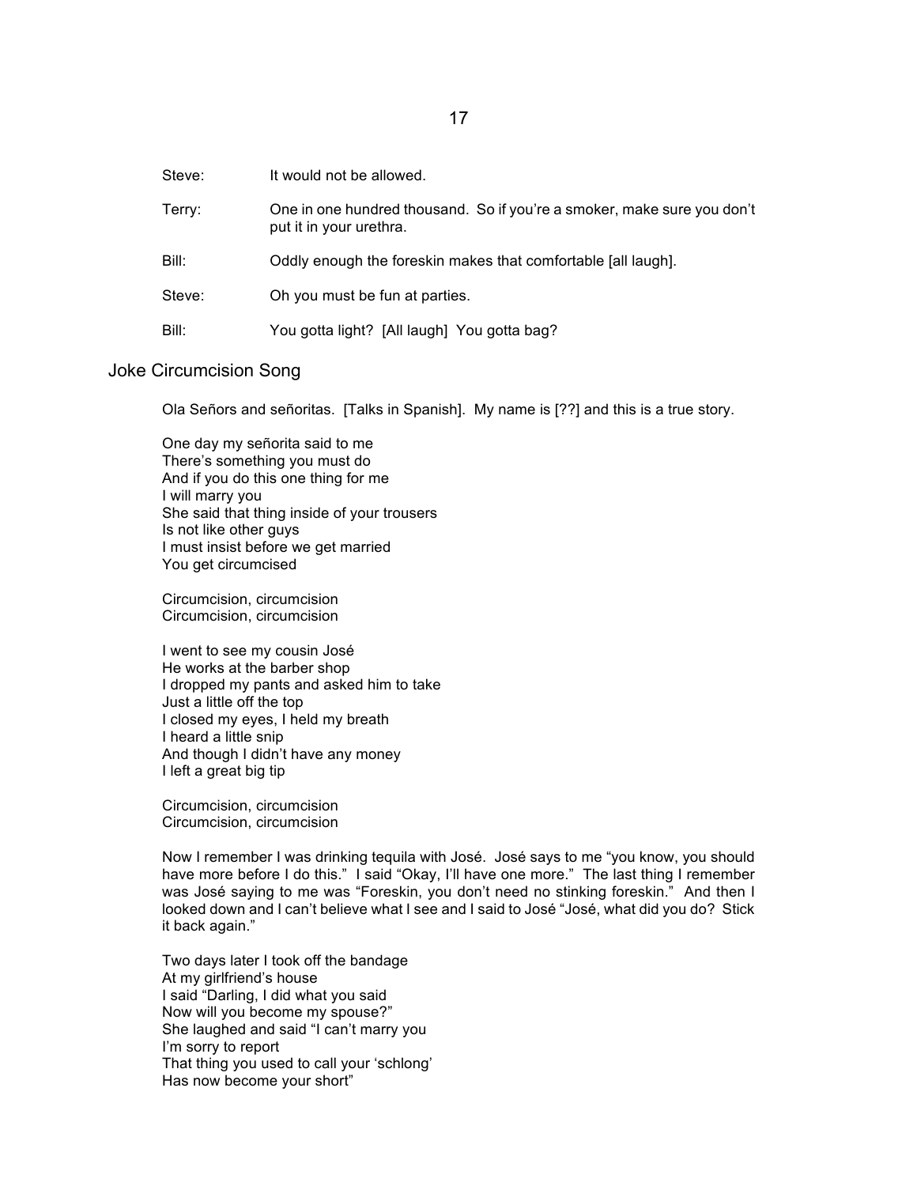Steve: It would not be allowed.

Terry: One in one hundred thousand. So if you're a smoker, make sure you don't put it in your urethra.

Bill: Oddly enough the foreskin makes that comfortable [all laugh].

Steve: Oh you must be fun at parties.

Bill: You gotta light? [All laugh] You gotta bag?

## Joke Circumcision Song

Ola Señors and señoritas. [Talks in Spanish]. My name is [??] and this is a true story.

One day my señorita said to me
There's something you must do
And if you do this one thing for me
I will marry you
She said that thing inside of your trousers
Is not like other guys
I must insist before we get married
You get circumcised

Circumcision, circumcision
Circumcision, circumcision

I went to see my cousin José
He works at the barber shop
I dropped my pants and asked him to take
Just a little off the top
I closed my eyes, I held my breath
I heard a little snip
And though I didn't have any money
I left a great big tip

Circumcision, circumcision
Circumcision, circumcision

Now I remember I was drinking tequila with José. José says to me "you know, you should have more before I do this." I said "Okay, I'll have one more." The last thing I remember was José saying to me was "Foreskin, you don't need no stinking foreskin." And then I looked down and I can't believe what I see and I said to José "José, what did you do? Stick it back again."

Two days later I took off the bandage
At my girlfriend's house
I said "Darling, I did what you said
Now will you become my spouse?"
She laughed and said "I can't marry you
I'm sorry to report
That thing you used to call your 'schlong'
Has now become your short"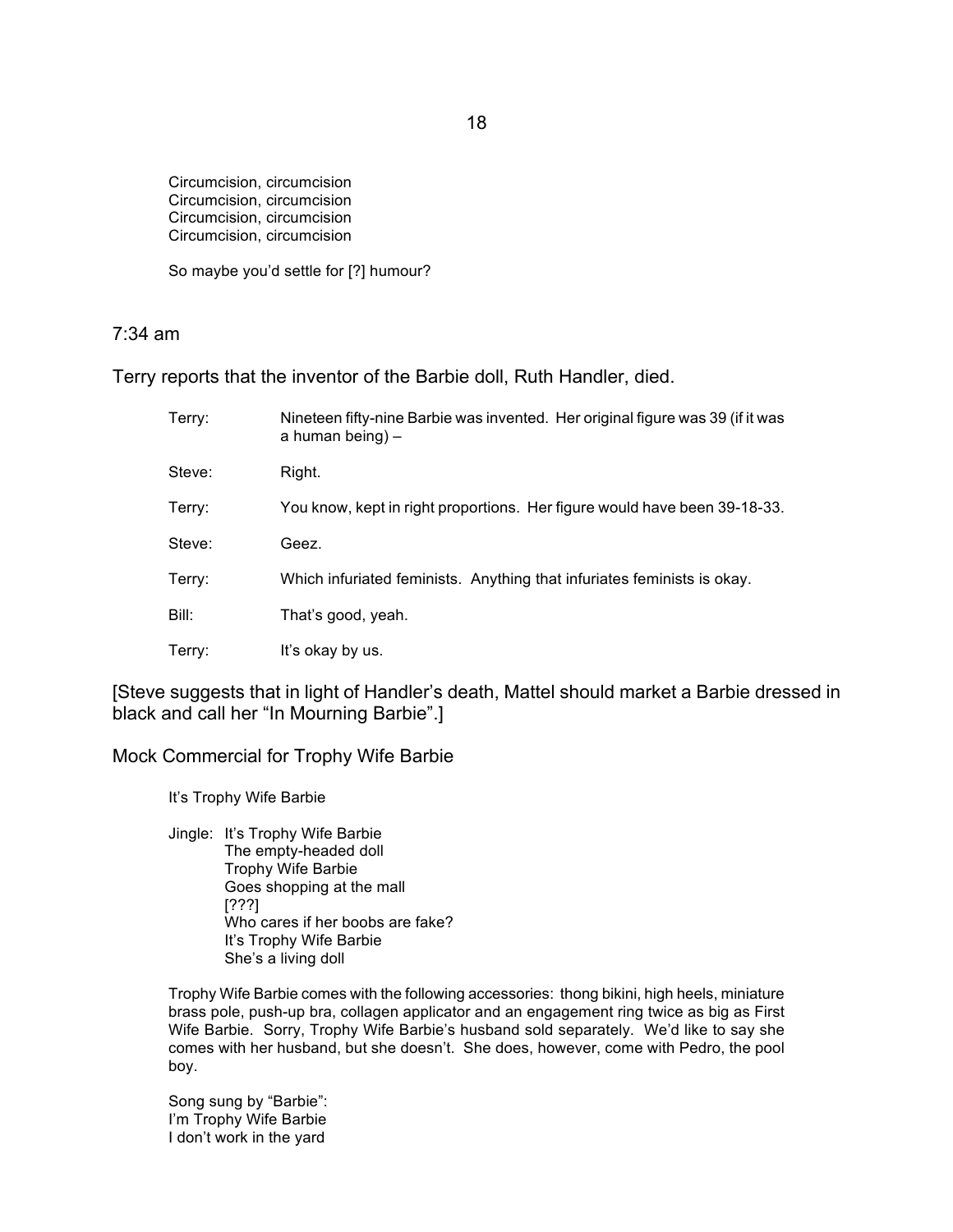Circumcision, circumcision
Circumcision, circumcision
Circumcision, circumcision
Circumcision, circumcision

So maybe you'd settle for [?] humour?

7:34 am

Terry reports that the inventor of the Barbie doll, Ruth Handler, died.

| | |
|---|---|
| Terry: | Nineteen fifty-nine Barbie was invented. Her original figure was 39 (if it was a human being) – |
| Steve: | Right. |
| Terry: | You know, kept in right proportions. Her figure would have been 39-18-33. |
| Steve: | Geez. |
| Terry: | Which infuriated feminists. Anything that infuriates feminists is okay. |
| Bill: | That's good, yeah. |
| Terry: | It's okay by us. |

[Steve suggests that in light of Handler's death, Mattel should market a Barbie dressed in black and call her "In Mourning Barbie".]

Mock Commercial for Trophy Wife Barbie

It's Trophy Wife Barbie

Jingle: It's Trophy Wife Barbie
The empty-headed doll
Trophy Wife Barbie
Goes shopping at the mall
[???]
Who cares if her boobs are fake?
It's Trophy Wife Barbie
She's a living doll

Trophy Wife Barbie comes with the following accessories: thong bikini, high heels, miniature brass pole, push-up bra, collagen applicator and an engagement ring twice as big as First Wife Barbie. Sorry, Trophy Wife Barbie's husband sold separately. We'd like to say she comes with her husband, but she doesn't. She does, however, come with Pedro, the pool boy.

Song sung by "Barbie":
I'm Trophy Wife Barbie
I don't work in the yard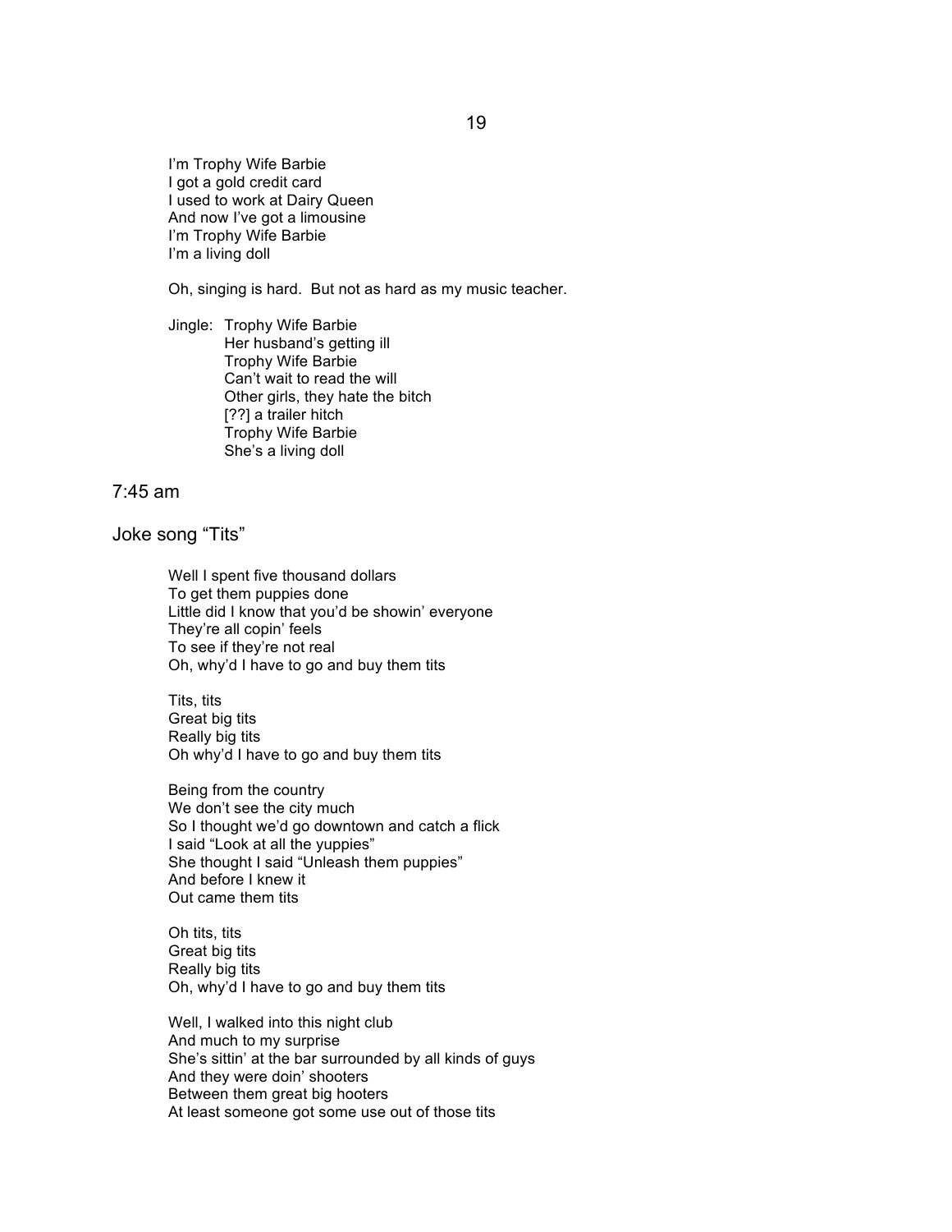I'm Trophy Wife Barbie
I got a gold credit card
I used to work at Dairy Queen
And now I've got a limousine
I'm Trophy Wife Barbie
I'm a living doll

Oh, singing is hard.  But not as hard as my music teacher.

Jingle: Trophy Wife Barbie
Her husband's getting ill
Trophy Wife Barbie
Can't wait to read the will
Other girls, they hate the bitch
[??] a trailer hitch
Trophy Wife Barbie
She's a living doll

## 7:45 am

## Joke song "Tits"

Well I spent five thousand dollars
To get them puppies done
Little did I know that you'd be showin' everyone
They're all copin' feels
To see if they're not real
Oh, why'd I have to go and buy them tits

Tits, tits
Great big tits
Really big tits
Oh why'd I have to go and buy them tits

Being from the country
We don't see the city much
So I thought we'd go downtown and catch a flick
I said "Look at all the yuppies"
She thought I said "Unleash them puppies"
And before I knew it
Out came them tits

Oh tits, tits
Great big tits
Really big tits
Oh, why'd I have to go and buy them tits

Well, I walked into this night club
And much to my surprise
She's sittin' at the bar surrounded by all kinds of guys
And they were doin' shooters
Between them great big hooters
At least someone got some use out of those tits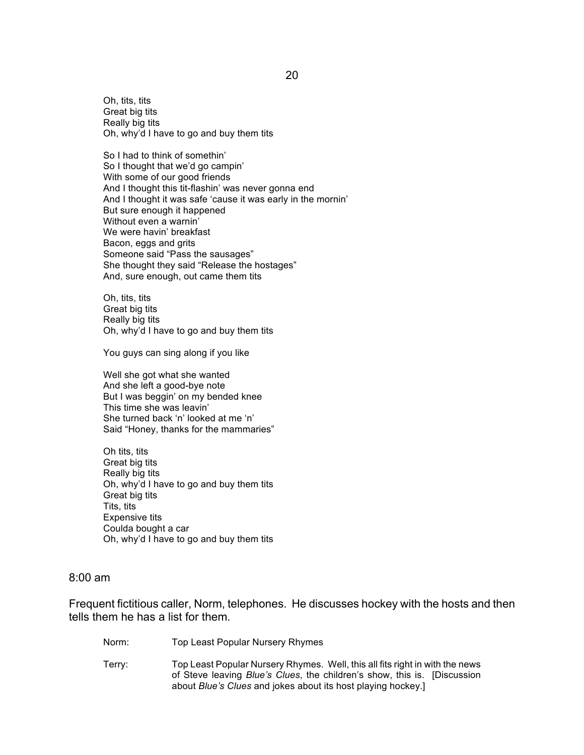Oh, tits, tits
Great big tits
Really big tits
Oh, why'd I have to go and buy them tits

So I had to think of somethin'
So I thought that we'd go campin'
With some of our good friends
And I thought this tit-flashin' was never gonna end
And I thought it was safe 'cause it was early in the mornin'
But sure enough it happened
Without even a warnin'
We were havin' breakfast
Bacon, eggs and grits
Someone said "Pass the sausages"
She thought they said "Release the hostages"
And, sure enough, out came them tits

Oh, tits, tits
Great big tits
Really big tits
Oh, why'd I have to go and buy them tits

You guys can sing along if you like

Well she got what she wanted
And she left a good-bye note
But I was beggin' on my bended knee
This time she was leavin'
She turned back 'n' looked at me 'n'
Said "Honey, thanks for the mammaries"

Oh tits, tits
Great big tits
Really big tits
Oh, why'd I have to go and buy them tits
Great big tits
Tits, tits
Expensive tits
Coulda bought a car
Oh, why'd I have to go and buy them tits

8:00 am

Frequent fictitious caller, Norm, telephones. He discusses hockey with the hosts and then tells them he has a list for them.

| | |
|---|---|
| Norm: | Top Least Popular Nursery Rhymes |
| Terry: | Top Least Popular Nursery Rhymes. Well, this all fits right in with the news of Steve leaving *Blue's Clues*, the children's show, this is. [Discussion about *Blue's Clues* and jokes about its host playing hockey.] |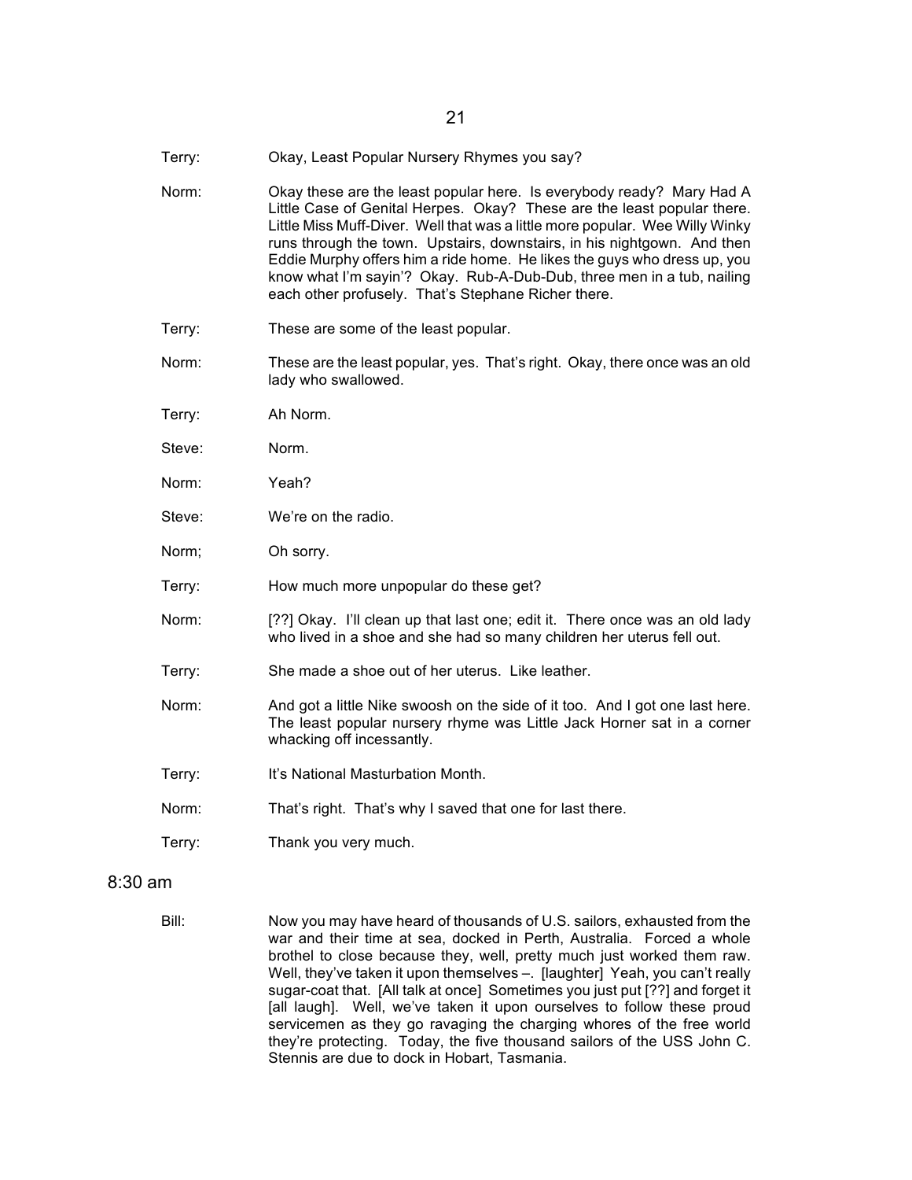Terry: Okay, Least Popular Nursery Rhymes you say?

Norm: Okay these are the least popular here. Is everybody ready? Mary Had A Little Case of Genital Herpes. Okay? These are the least popular there. Little Miss Muff-Diver. Well that was a little more popular. Wee Willy Winky runs through the town. Upstairs, downstairs, in his nightgown. And then Eddie Murphy offers him a ride home. He likes the guys who dress up, you know what I'm sayin'? Okay. Rub-A-Dub-Dub, three men in a tub, nailing each other profusely. That's Stephane Richer there.

Terry: These are some of the least popular.

Norm: These are the least popular, yes. That's right. Okay, there once was an old lady who swallowed.

Terry: Ah Norm.

Steve: Norm.

Norm: Yeah?

Steve: We're on the radio.

Norm; Oh sorry.

Terry: How much more unpopular do these get?

Norm: [??] Okay. I'll clean up that last one; edit it. There once was an old lady who lived in a shoe and she had so many children her uterus fell out.

Terry: She made a shoe out of her uterus. Like leather.

Norm: And got a little Nike swoosh on the side of it too. And I got one last here. The least popular nursery rhyme was Little Jack Horner sat in a corner whacking off incessantly.

Terry: It's National Masturbation Month.

Norm: That's right. That's why I saved that one for last there.

Terry: Thank you very much.

8:30 am

Bill: Now you may have heard of thousands of U.S. sailors, exhausted from the war and their time at sea, docked in Perth, Australia. Forced a whole brothel to close because they, well, pretty much just worked them raw. Well, they've taken it upon themselves –. [laughter] Yeah, you can't really sugar-coat that. [All talk at once] Sometimes you just put [??] and forget it [all laugh]. Well, we've taken it upon ourselves to follow these proud servicemen as they go ravaging the charging whores of the free world they're protecting. Today, the five thousand sailors of the USS John C. Stennis are due to dock in Hobart, Tasmania.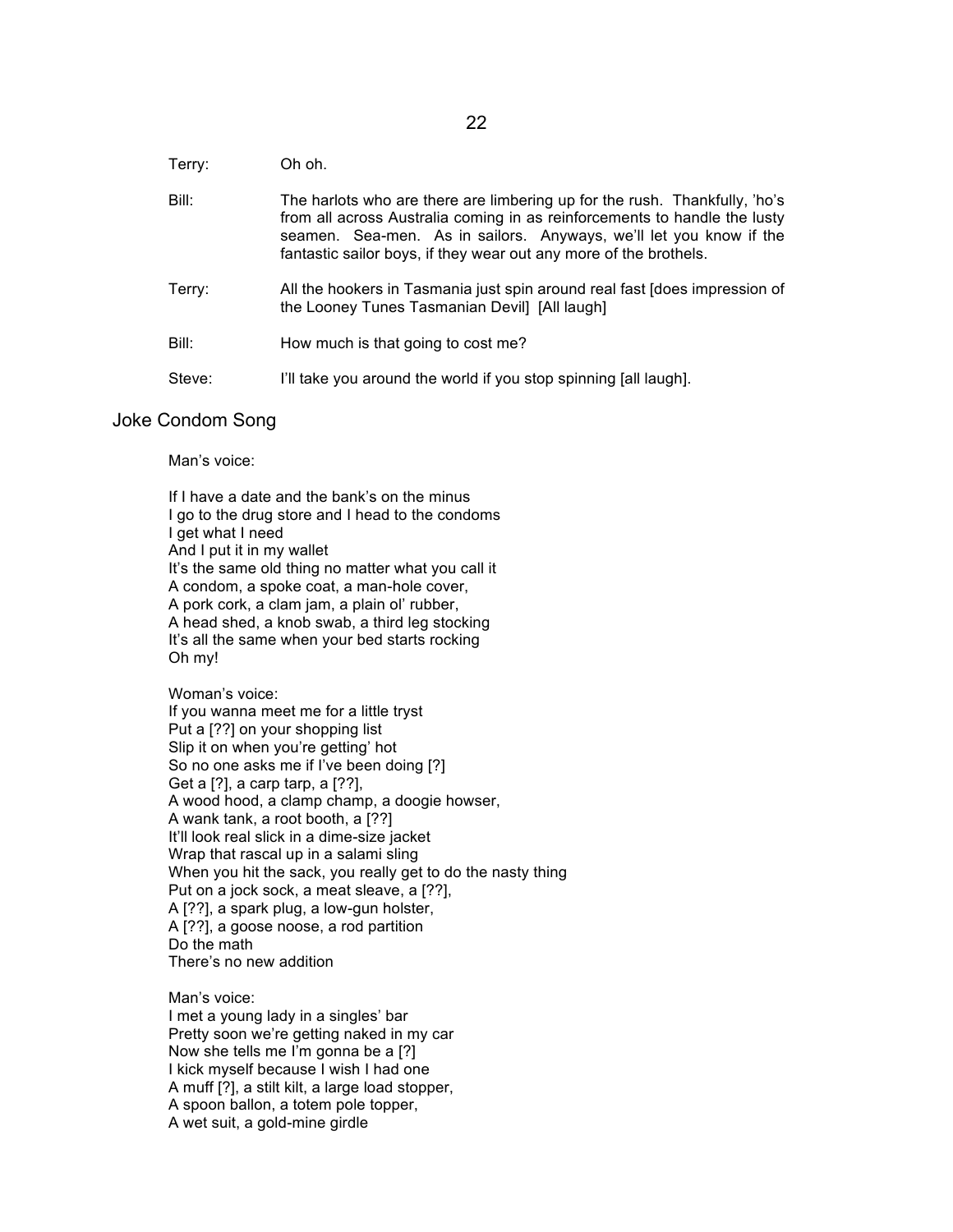Terry: Oh oh.

Bill: The harlots who are there are limbering up for the rush. Thankfully, 'ho's from all across Australia coming in as reinforcements to handle the lusty seamen. Sea-men. As in sailors. Anyways, we'll let you know if the fantastic sailor boys, if they wear out any more of the brothels.

Terry: All the hookers in Tasmania just spin around real fast [does impression of the Looney Tunes Tasmanian Devil] [All laugh]

Bill: How much is that going to cost me?

Steve: I'll take you around the world if you stop spinning [all laugh].

## Joke Condom Song

Man's voice:

If I have a date and the bank's on the minus
I go to the drug store and I head to the condoms
I get what I need
And I put it in my wallet
It's the same old thing no matter what you call it
A condom, a spoke coat, a man-hole cover,
A pork cork, a clam jam, a plain ol' rubber,
A head shed, a knob swab, a third leg stocking
It's all the same when your bed starts rocking
Oh my!

Woman's voice:
If you wanna meet me for a little tryst
Put a [??] on your shopping list
Slip it on when you're getting' hot
So no one asks me if I've been doing [?]
Get a [?], a carp tarp, a [??],
A wood hood, a clamp champ, a doogie howser,
A wank tank, a root booth, a [??]
It'll look real slick in a dime-size jacket
Wrap that rascal up in a salami sling
When you hit the sack, you really get to do the nasty thing
Put on a jock sock, a meat sleave, a [??],
A [??], a spark plug, a low-gun holster,
A [??], a goose noose, a rod partition
Do the math
There's no new addition

Man's voice:
I met a young lady in a singles' bar
Pretty soon we're getting naked in my car
Now she tells me I'm gonna be a [?]
I kick myself because I wish I had one
A muff [?], a stilt kilt, a large load stopper,
A spoon ballon, a totem pole topper,
A wet suit, a gold-mine girdle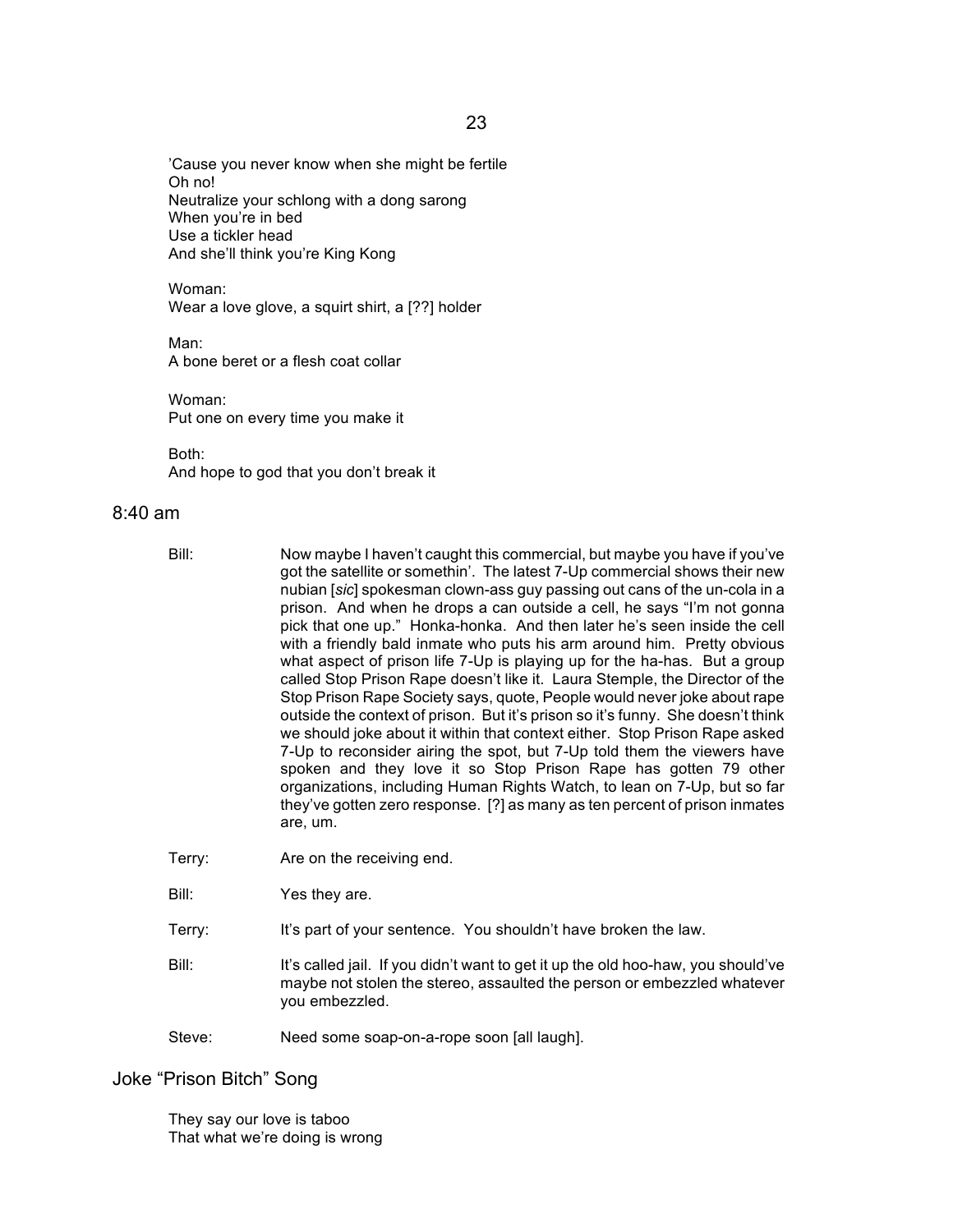'Cause you never know when she might be fertile
Oh no!
Neutralize your schlong with a dong sarong
When you're in bed
Use a tickler head
And she'll think you're King Kong

Woman:
Wear a love glove, a squirt shirt, a [??] holder

Man:
A bone beret or a flesh coat collar

Woman:
Put one on every time you make it

Both:
And hope to god that you don't break it

## 8:40 am

Bill: Now maybe I haven't caught this commercial, but maybe you have if you've got the satellite or somethin'. The latest 7-Up commercial shows their new nubian [*sic*] spokesman clown-ass guy passing out cans of the un-cola in a prison. And when he drops a can outside a cell, he says "I'm not gonna pick that one up." Honka-honka. And then later he's seen inside the cell with a friendly bald inmate who puts his arm around him. Pretty obvious what aspect of prison life 7-Up is playing up for the ha-has. But a group called Stop Prison Rape doesn't like it. Laura Stemple, the Director of the Stop Prison Rape Society says, quote, People would never joke about rape outside the context of prison. But it's prison so it's funny. She doesn't think we should joke about it within that context either. Stop Prison Rape asked 7-Up to reconsider airing the spot, but 7-Up told them the viewers have spoken and they love it so Stop Prison Rape has gotten 79 other organizations, including Human Rights Watch, to lean on 7-Up, but so far they've gotten zero response. [?] as many as ten percent of prison inmates are, um.

Terry: Are on the receiving end.

Bill: Yes they are.

Terry: It's part of your sentence. You shouldn't have broken the law.

Bill: It's called jail. If you didn't want to get it up the old hoo-haw, you should've maybe not stolen the stereo, assaulted the person or embezzled whatever you embezzled.

Steve: Need some soap-on-a-rope soon [all laugh].

## Joke "Prison Bitch" Song

They say our love is taboo
That what we're doing is wrong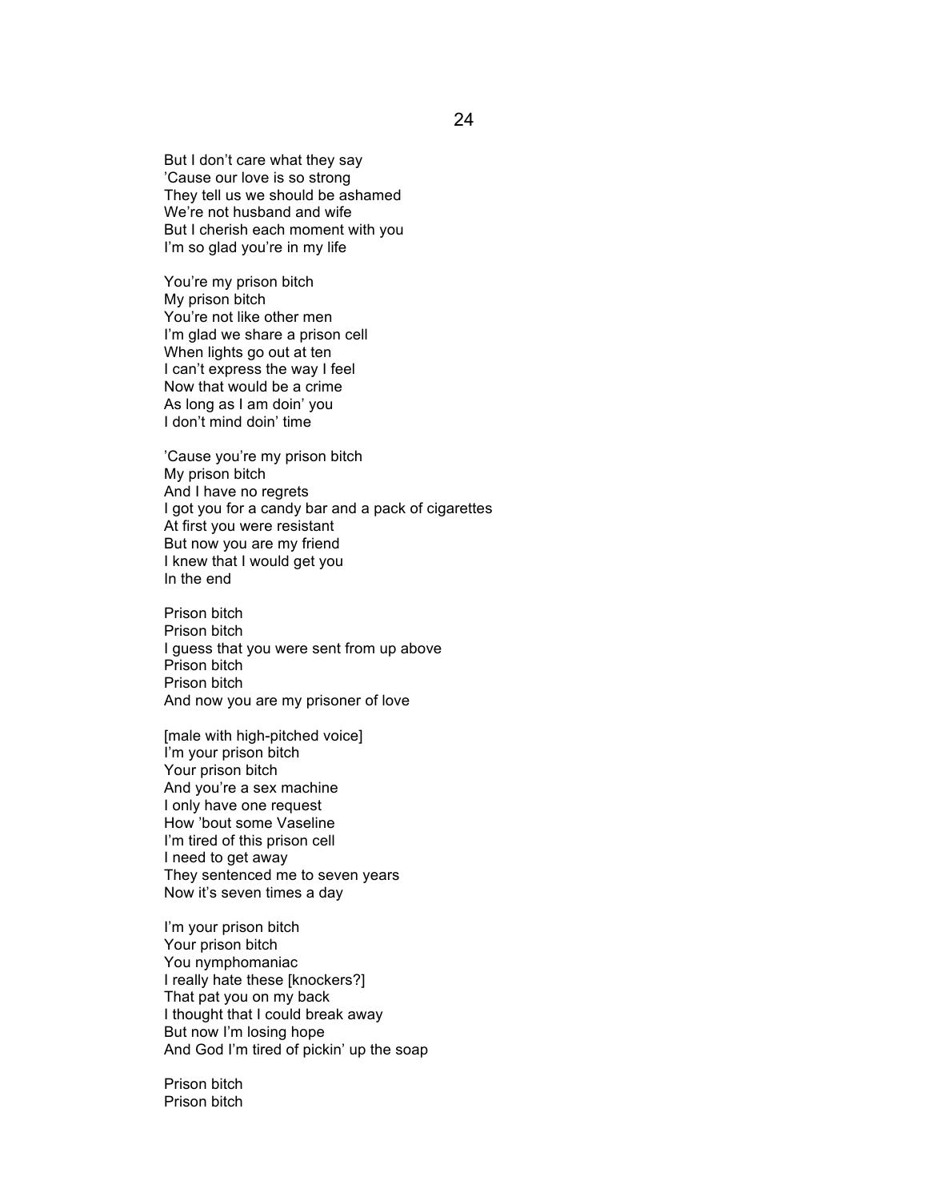But I don't care what they say
'Cause our love is so strong
They tell us we should be ashamed
We're not husband and wife
But I cherish each moment with you
I'm so glad you're in my life

You're my prison bitch
My prison bitch
You're not like other men
I'm glad we share a prison cell
When lights go out at ten
I can't express the way I feel
Now that would be a crime
As long as I am doin' you
I don't mind doin' time

'Cause you're my prison bitch
My prison bitch
And I have no regrets
I got you for a candy bar and a pack of cigarettes
At first you were resistant
But now you are my friend
I knew that I would get you
In the end

Prison bitch
Prison bitch
I guess that you were sent from up above
Prison bitch
Prison bitch
And now you are my prisoner of love

[male with high-pitched voice]
I'm your prison bitch
Your prison bitch
And you're a sex machine
I only have one request
How 'bout some Vaseline
I'm tired of this prison cell
I need to get away
They sentenced me to seven years
Now it's seven times a day

I'm your prison bitch
Your prison bitch
You nymphomaniac
I really hate these [knockers?]
That pat you on my back
I thought that I could break away
But now I'm losing hope
And God I'm tired of pickin' up the soap

Prison bitch
Prison bitch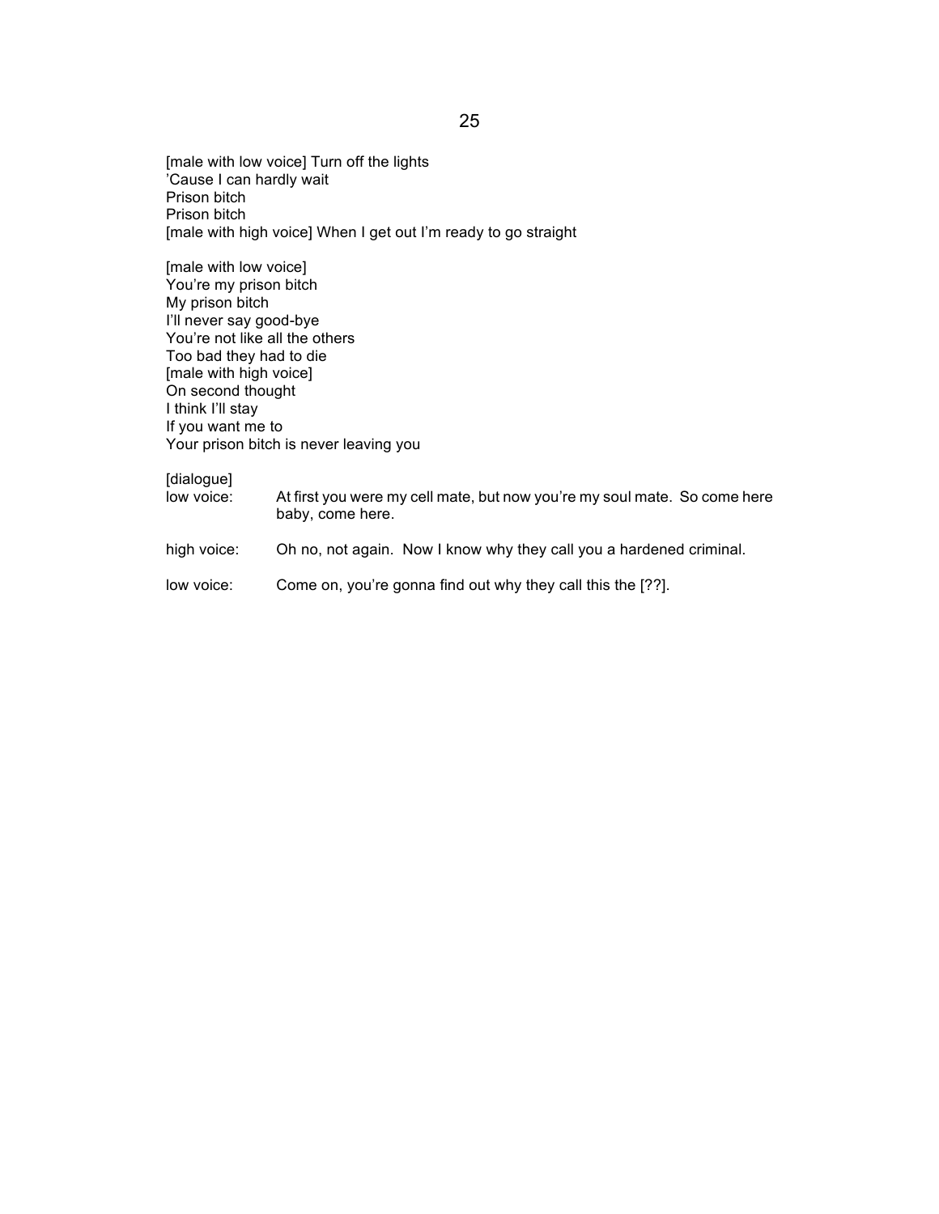[male with low voice] Turn off the lights
'Cause I can hardly wait
Prison bitch
Prison bitch
[male with high voice] When I get out I'm ready to go straight

[male with low voice]
You're my prison bitch
My prison bitch
I'll never say good-bye
You're not like all the others
Too bad they had to die
[male with high voice]
On second thought
I think I'll stay
If you want me to
Your prison bitch is never leaving you

[dialogue]

| | |
|---|---|
| low voice: | At first you were my cell mate, but now you're my soul mate. So come here baby, come here. |
| high voice: | Oh no, not again. Now I know why they call you a hardened criminal. |
| low voice: | Come on, you're gonna find out why they call this the [??]. |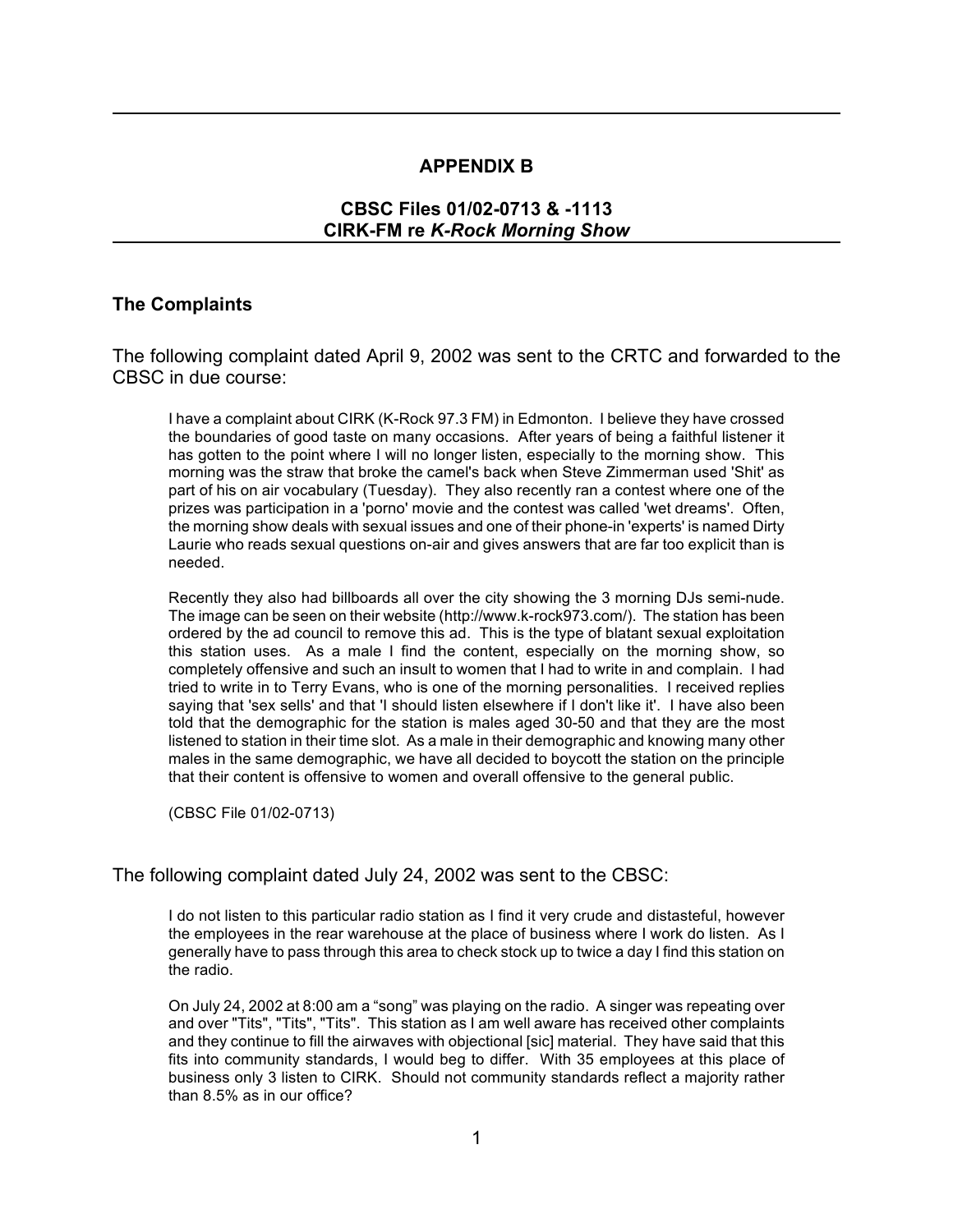## APPENDIX B

### CBSC Files 01/02-0713 & -1113
### CIRK-FM re *K-Rock Morning Show*

### The Complaints

The following complaint dated April 9, 2002 was sent to the CRTC and forwarded to the CBSC in due course:

> I have a complaint about CIRK (K-Rock 97.3 FM) in Edmonton. I believe they have crossed the boundaries of good taste on many occasions. After years of being a faithful listener it has gotten to the point where I will no longer listen, especially to the morning show. This morning was the straw that broke the camel's back when Steve Zimmerman used 'Shit' as part of his on air vocabulary (Tuesday). They also recently ran a contest where one of the prizes was participation in a 'porno' movie and the contest was called 'wet dreams'. Often, the morning show deals with sexual issues and one of their phone-in 'experts' is named Dirty Laurie who reads sexual questions on-air and gives answers that are far too explicit than is needed.
>
> Recently they also had billboards all over the city showing the 3 morning DJs semi-nude. The image can be seen on their website (http://www.k-rock973.com/). The station has been ordered by the ad council to remove this ad. This is the type of blatant sexual exploitation this station uses. As a male I find the content, especially on the morning show, so completely offensive and such an insult to women that I had to write in and complain. I had tried to write in to Terry Evans, who is one of the morning personalities. I received replies saying that 'sex sells' and that 'I should listen elsewhere if I don't like it'. I have also been told that the demographic for the station is males aged 30-50 and that they are the most listened to station in their time slot. As a male in their demographic and knowing many other males in the same demographic, we have all decided to boycott the station on the principle that their content is offensive to women and overall offensive to the general public.
>
> (CBSC File 01/02-0713)

The following complaint dated July 24, 2002 was sent to the CBSC:

> I do not listen to this particular radio station as I find it very crude and distasteful, however the employees in the rear warehouse at the place of business where I work do listen. As I generally have to pass through this area to check stock up to twice a day I find this station on the radio.
>
> On July 24, 2002 at 8:00 am a "song" was playing on the radio. A singer was repeating over and over "Tits", "Tits", "Tits". This station as I am well aware has received other complaints and they continue to fill the airwaves with objectional [sic] material. They have said that this fits into community standards, I would beg to differ. With 35 employees at this place of business only 3 listen to CIRK. Should not community standards reflect a majority rather than 8.5% as in our office?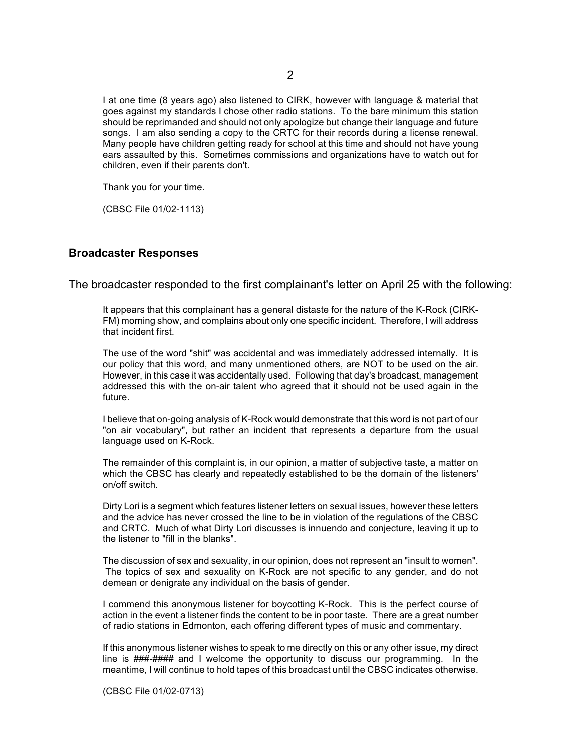I at one time (8 years ago) also listened to CIRK, however with language & material that goes against my standards I chose other radio stations. To the bare minimum this station should be reprimanded and should not only apologize but change their language and future songs. I am also sending a copy to the CRTC for their records during a license renewal. Many people have children getting ready for school at this time and should not have young ears assaulted by this. Sometimes commissions and organizations have to watch out for children, even if their parents don't.

Thank you for your time.

(CBSC File 01/02-1113)

## Broadcaster Responses

The broadcaster responded to the first complainant's letter on April 25 with the following:

It appears that this complainant has a general distaste for the nature of the K-Rock (CIRK-FM) morning show, and complains about only one specific incident. Therefore, I will address that incident first.

The use of the word "shit" was accidental and was immediately addressed internally. It is our policy that this word, and many unmentioned others, are NOT to be used on the air. However, in this case it was accidentally used. Following that day's broadcast, management addressed this with the on-air talent who agreed that it should not be used again in the future.

I believe that on-going analysis of K-Rock would demonstrate that this word is not part of our "on air vocabulary", but rather an incident that represents a departure from the usual language used on K-Rock.

The remainder of this complaint is, in our opinion, a matter of subjective taste, a matter on which the CBSC has clearly and repeatedly established to be the domain of the listeners' on/off switch.

Dirty Lori is a segment which features listener letters on sexual issues, however these letters and the advice has never crossed the line to be in violation of the regulations of the CBSC and CRTC. Much of what Dirty Lori discusses is innuendo and conjecture, leaving it up to the listener to "fill in the blanks".

The discussion of sex and sexuality, in our opinion, does not represent an "insult to women". The topics of sex and sexuality on K-Rock are not specific to any gender, and do not demean or denigrate any individual on the basis of gender.

I commend this anonymous listener for boycotting K-Rock. This is the perfect course of action in the event a listener finds the content to be in poor taste. There are a great number of radio stations in Edmonton, each offering different types of music and commentary.

If this anonymous listener wishes to speak to me directly on this or any other issue, my direct line is ###-#### and I welcome the opportunity to discuss our programming. In the meantime, I will continue to hold tapes of this broadcast until the CBSC indicates otherwise.

(CBSC File 01/02-0713)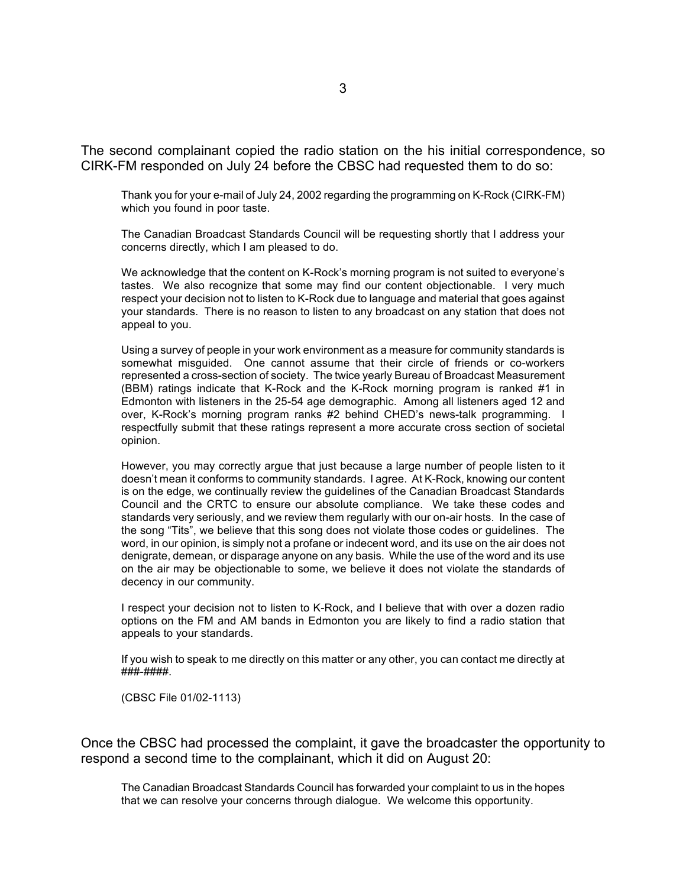The second complainant copied the radio station on the his initial correspondence, so CIRK-FM responded on July 24 before the CBSC had requested them to do so:

> Thank you for your e-mail of July 24, 2002 regarding the programming on K-Rock (CIRK-FM) which you found in poor taste.
>
> The Canadian Broadcast Standards Council will be requesting shortly that I address your concerns directly, which I am pleased to do.
>
> We acknowledge that the content on K-Rock's morning program is not suited to everyone's tastes. We also recognize that some may find our content objectionable. I very much respect your decision not to listen to K-Rock due to language and material that goes against your standards. There is no reason to listen to any broadcast on any station that does not appeal to you.
>
> Using a survey of people in your work environment as a measure for community standards is somewhat misguided. One cannot assume that their circle of friends or co-workers represented a cross-section of society. The twice yearly Bureau of Broadcast Measurement (BBM) ratings indicate that K-Rock and the K-Rock morning program is ranked #1 in Edmonton with listeners in the 25-54 age demographic. Among all listeners aged 12 and over, K-Rock's morning program ranks #2 behind CHED's news-talk programming. I respectfully submit that these ratings represent a more accurate cross section of societal opinion.
>
> However, you may correctly argue that just because a large number of people listen to it doesn't mean it conforms to community standards. I agree. At K-Rock, knowing our content is on the edge, we continually review the guidelines of the Canadian Broadcast Standards Council and the CRTC to ensure our absolute compliance. We take these codes and standards very seriously, and we review them regularly with our on-air hosts. In the case of the song "Tits", we believe that this song does not violate those codes or guidelines. The word, in our opinion, is simply not a profane or indecent word, and its use on the air does not denigrate, demean, or disparage anyone on any basis. While the use of the word and its use on the air may be objectionable to some, we believe it does not violate the standards of decency in our community.
>
> I respect your decision not to listen to K-Rock, and I believe that with over a dozen radio options on the FM and AM bands in Edmonton you are likely to find a radio station that appeals to your standards.
>
> If you wish to speak to me directly on this matter or any other, you can contact me directly at ###-####.
>
> (CBSC File 01/02-1113)

Once the CBSC had processed the complaint, it gave the broadcaster the opportunity to respond a second time to the complainant, which it did on August 20:

> The Canadian Broadcast Standards Council has forwarded your complaint to us in the hopes that we can resolve your concerns through dialogue. We welcome this opportunity.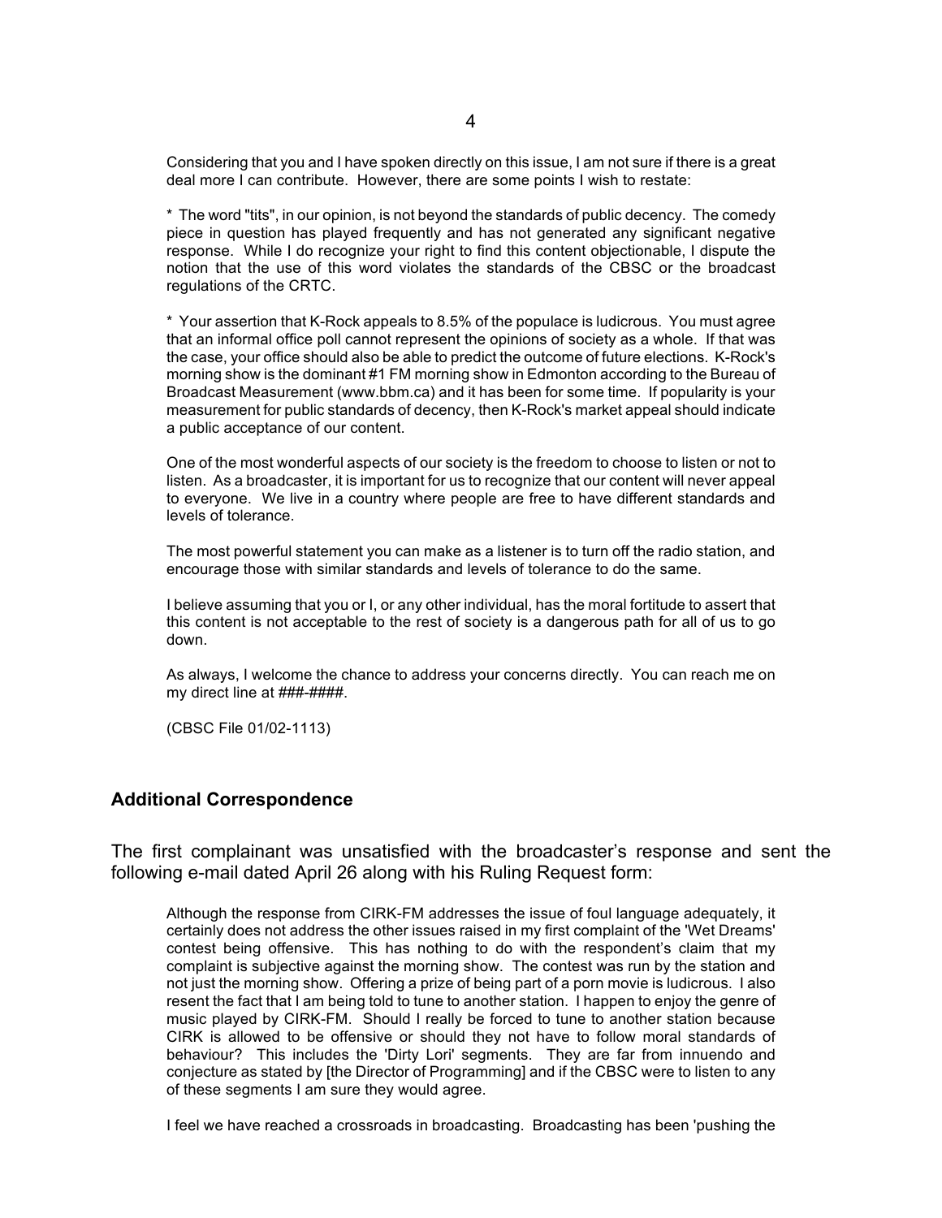Considering that you and I have spoken directly on this issue, I am not sure if there is a great deal more I can contribute. However, there are some points I wish to restate:

* The word "tits", in our opinion, is not beyond the standards of public decency. The comedy piece in question has played frequently and has not generated any significant negative response. While I do recognize your right to find this content objectionable, I dispute the notion that the use of this word violates the standards of the CBSC or the broadcast regulations of the CRTC.

* Your assertion that K-Rock appeals to 8.5% of the populace is ludicrous. You must agree that an informal office poll cannot represent the opinions of society as a whole. If that was the case, your office should also be able to predict the outcome of future elections. K-Rock's morning show is the dominant #1 FM morning show in Edmonton according to the Bureau of Broadcast Measurement (www.bbm.ca) and it has been for some time. If popularity is your measurement for public standards of decency, then K-Rock's market appeal should indicate a public acceptance of our content.

One of the most wonderful aspects of our society is the freedom to choose to listen or not to listen. As a broadcaster, it is important for us to recognize that our content will never appeal to everyone. We live in a country where people are free to have different standards and levels of tolerance.

The most powerful statement you can make as a listener is to turn off the radio station, and encourage those with similar standards and levels of tolerance to do the same.

I believe assuming that you or I, or any other individual, has the moral fortitude to assert that this content is not acceptable to the rest of society is a dangerous path for all of us to go down.

As always, I welcome the chance to address your concerns directly. You can reach me on my direct line at ###-####.

(CBSC File 01/02-1113)

## Additional Correspondence

The first complainant was unsatisfied with the broadcaster's response and sent the following e-mail dated April 26 along with his Ruling Request form:

Although the response from CIRK-FM addresses the issue of foul language adequately, it certainly does not address the other issues raised in my first complaint of the 'Wet Dreams' contest being offensive. This has nothing to do with the respondent's claim that my complaint is subjective against the morning show. The contest was run by the station and not just the morning show. Offering a prize of being part of a porn movie is ludicrous. I also resent the fact that I am being told to tune to another station. I happen to enjoy the genre of music played by CIRK-FM. Should I really be forced to tune to another station because CIRK is allowed to be offensive or should they not have to follow moral standards of behaviour? This includes the 'Dirty Lori' segments. They are far from innuendo and conjecture as stated by [the Director of Programming] and if the CBSC were to listen to any of these segments I am sure they would agree.

I feel we have reached a crossroads in broadcasting. Broadcasting has been 'pushing the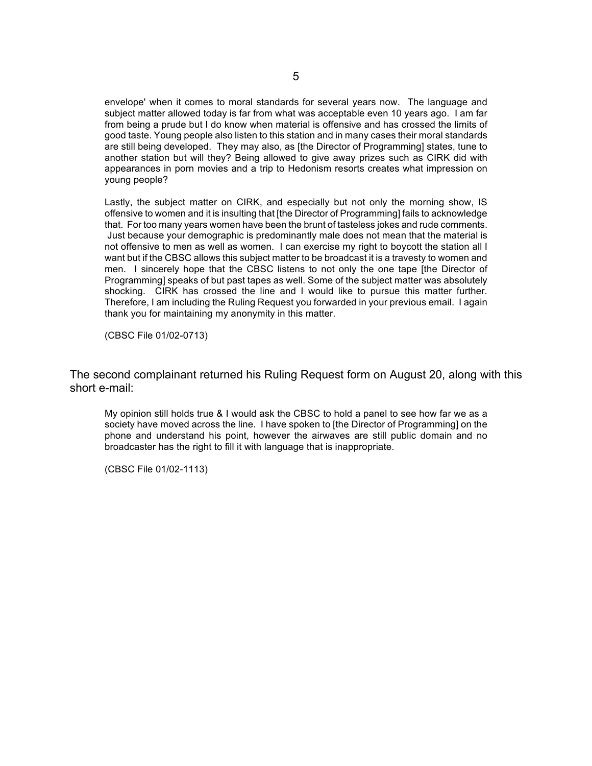envelope' when it comes to moral standards for several years now. The language and subject matter allowed today is far from what was acceptable even 10 years ago. I am far from being a prude but I do know when material is offensive and has crossed the limits of good taste. Young people also listen to this station and in many cases their moral standards are still being developed. They may also, as [the Director of Programming] states, tune to another station but will they? Being allowed to give away prizes such as CIRK did with appearances in porn movies and a trip to Hedonism resorts creates what impression on young people?

> Lastly, the subject matter on CIRK, and especially but not only the morning show, IS offensive to women and it is insulting that [the Director of Programming] fails to acknowledge that. For too many years women have been the brunt of tasteless jokes and rude comments. Just because your demographic is predominantly male does not mean that the material is not offensive to men as well as women. I can exercise my right to boycott the station all I want but if the CBSC allows this subject matter to be broadcast it is a travesty to women and men. I sincerely hope that the CBSC listens to not only the one tape [the Director of Programming] speaks of but past tapes as well. Some of the subject matter was absolutely shocking. CIRK has crossed the line and I would like to pursue this matter further. Therefore, I am including the Ruling Request you forwarded in your previous email. I again thank you for maintaining my anonymity in this matter.
>
> (CBSC File 01/02-0713)

The second complainant returned his Ruling Request form on August 20, along with this short e-mail:

> My opinion still holds true & I would ask the CBSC to hold a panel to see how far we as a society have moved across the line. I have spoken to [the Director of Programming] on the phone and understand his point, however the airwaves are still public domain and no broadcaster has the right to fill it with language that is inappropriate.
>
> (CBSC File 01/02-1113)